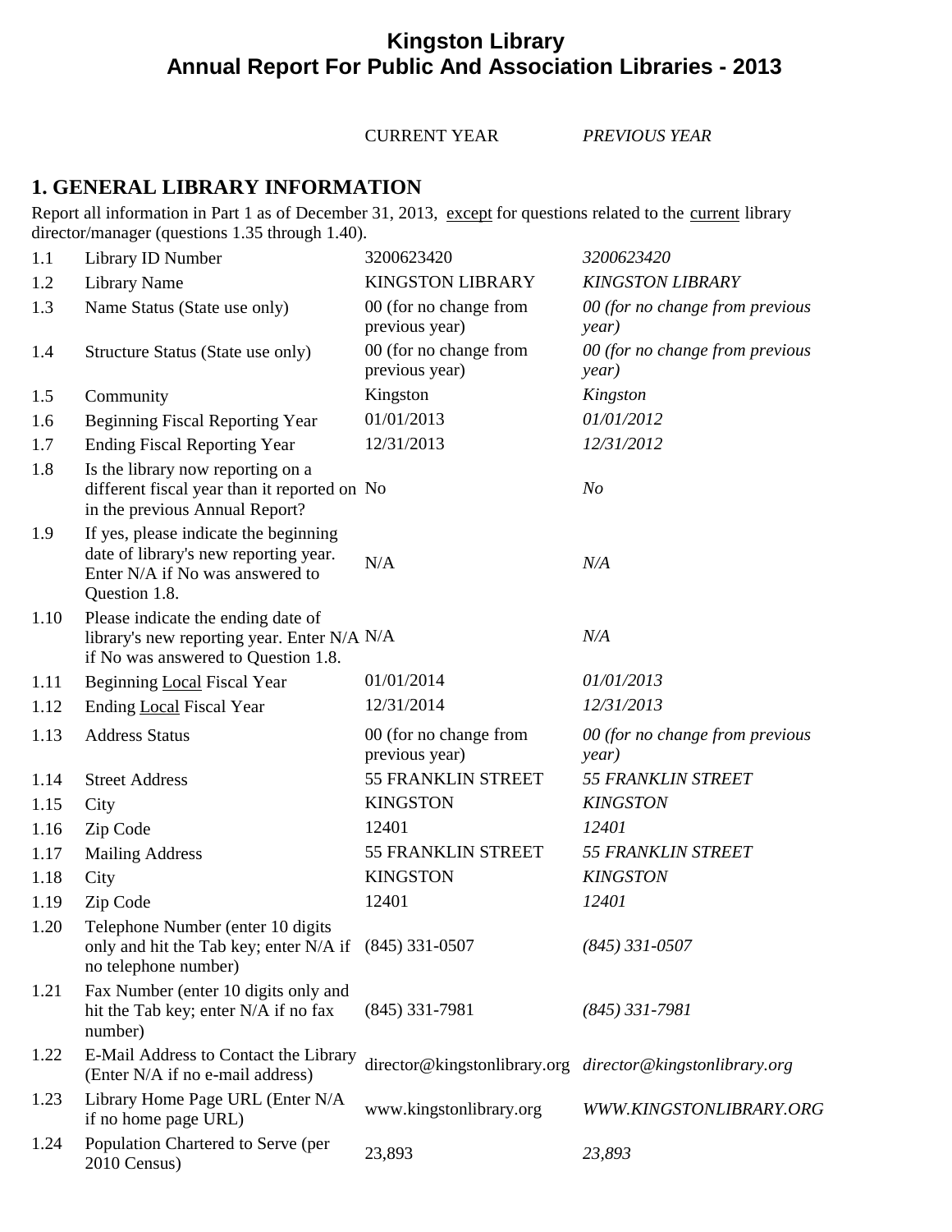# Kingston Library
## Annual Report For Public And Association Libraries - 2013

## 1. GENERAL LIBRARY INFORMATION

Report all information in Part 1 as of December 31, 2013, except for questions related to the current library director/manager (questions 1.35 through 1.40).

| | | CURRENT YEAR | *PREVIOUS YEAR* |
|---|---|---|---|
| 1.1 | Library ID Number | 3200623420 | *3200623420* |
| 1.2 | Library Name | KINGSTON LIBRARY | *KINGSTON LIBRARY* |
| 1.3 | Name Status (State use only) | 00 (for no change from previous year) | *00 (for no change from previous year)* |
| 1.4 | Structure Status (State use only) | 00 (for no change from previous year) | *00 (for no change from previous year)* |
| 1.5 | Community | Kingston | *Kingston* |
| 1.6 | Beginning Fiscal Reporting Year | 01/01/2013 | *01/01/2012* |
| 1.7 | Ending Fiscal Reporting Year | 12/31/2013 | *12/31/2012* |
| 1.8 | Is the library now reporting on a different fiscal year than it reported on in the previous Annual Report? | No | *No* |
| 1.9 | If yes, please indicate the beginning date of library's new reporting year. Enter N/A if No was answered to Question 1.8. | N/A | *N/A* |
| 1.10 | Please indicate the ending date of library's new reporting year. Enter N/A if No was answered to Question 1.8. | N/A | *N/A* |
| 1.11 | Beginning Local Fiscal Year | 01/01/2014 | *01/01/2013* |
| 1.12 | Ending Local Fiscal Year | 12/31/2014 | *12/31/2013* |
| 1.13 | Address Status | 00 (for no change from previous year) | *00 (for no change from previous year)* |
| 1.14 | Street Address | 55 FRANKLIN STREET | *55 FRANKLIN STREET* |
| 1.15 | City | KINGSTON | *KINGSTON* |
| 1.16 | Zip Code | 12401 | *12401* |
| 1.17 | Mailing Address | 55 FRANKLIN STREET | *55 FRANKLIN STREET* |
| 1.18 | City | KINGSTON | *KINGSTON* |
| 1.19 | Zip Code | 12401 | *12401* |
| 1.20 | Telephone Number (enter 10 digits only and hit the Tab key; enter N/A if no telephone number) | (845) 331-0507 | *(845) 331-0507* |
| 1.21 | Fax Number (enter 10 digits only and hit the Tab key; enter N/A if no fax number) | (845) 331-7981 | *(845) 331-7981* |
| 1.22 | E-Mail Address to Contact the Library (Enter N/A if no e-mail address) | director@kingstonlibrary.org | *director@kingstonlibrary.org* |
| 1.23 | Library Home Page URL (Enter N/A if no home page URL) | www.kingstonlibrary.org | *WWW.KINGSTONLIBRARY.ORG* |
| 1.24 | Population Chartered to Serve (per 2010 Census) | 23,893 | *23,893* |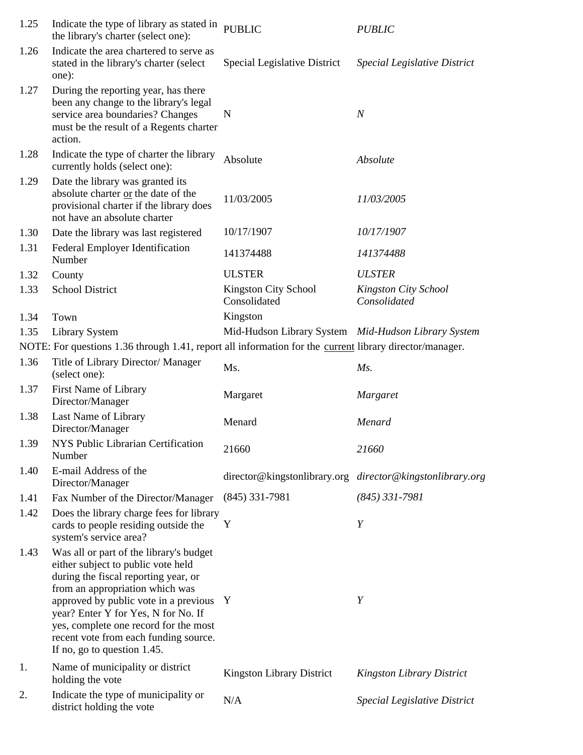| | | | |
|---|---|---|---|
| 1.25 | Indicate the type of library as stated in the library's charter (select one): | PUBLIC | *PUBLIC* |
| 1.26 | Indicate the area chartered to serve as stated in the library's charter (select one): | Special Legislative District | *Special Legislative District* |
| 1.27 | During the reporting year, has there been any change to the library's legal service area boundaries? Changes must be the result of a Regents charter action. | N | *N* |
| 1.28 | Indicate the type of charter the library currently holds (select one): | Absolute | *Absolute* |
| 1.29 | Date the library was granted its absolute charter or the date of the provisional charter if the library does not have an absolute charter | 11/03/2005 | *11/03/2005* |
| 1.30 | Date the library was last registered | 10/17/1907 | *10/17/1907* |
| 1.31 | Federal Employer Identification Number | 141374488 | *141374488* |
| 1.32 | County | ULSTER | *ULSTER* |
| 1.33 | School District | Kingston City School Consolidated | *Kingston City School Consolidated* |
| 1.34 | Town | Kingston | |
| 1.35 | Library System | Mid-Hudson Library System | *Mid-Hudson Library System* |

NOTE: For questions 1.36 through 1.41, report all information for the current library director/manager.

| | | | |
|---|---|---|---|
| 1.36 | Title of Library Director/ Manager (select one): | Ms. | *Ms.* |
| 1.37 | First Name of Library Director/Manager | Margaret | *Margaret* |
| 1.38 | Last Name of Library Director/Manager | Menard | *Menard* |
| 1.39 | NYS Public Librarian Certification Number | 21660 | *21660* |
| 1.40 | E-mail Address of the Director/Manager | director@kingstonlibrary.org | *director@kingstonlibrary.org* |
| 1.41 | Fax Number of the Director/Manager | (845) 331-7981 | *(845) 331-7981* |
| 1.42 | Does the library charge fees for library cards to people residing outside the system's service area? | Y | *Y* |
| 1.43 | Was all or part of the library's budget either subject to public vote held during the fiscal reporting year, or from an appropriation which was approved by public vote in a previous year? Enter Y for Yes, N for No. If yes, complete one record for the most recent vote from each funding source. If no, go to question 1.45. | Y | *Y* |
| 1. | Name of municipality or district holding the vote | Kingston Library District | *Kingston Library District* |
| 2. | Indicate the type of municipality or district holding the vote | N/A | *Special Legislative District* |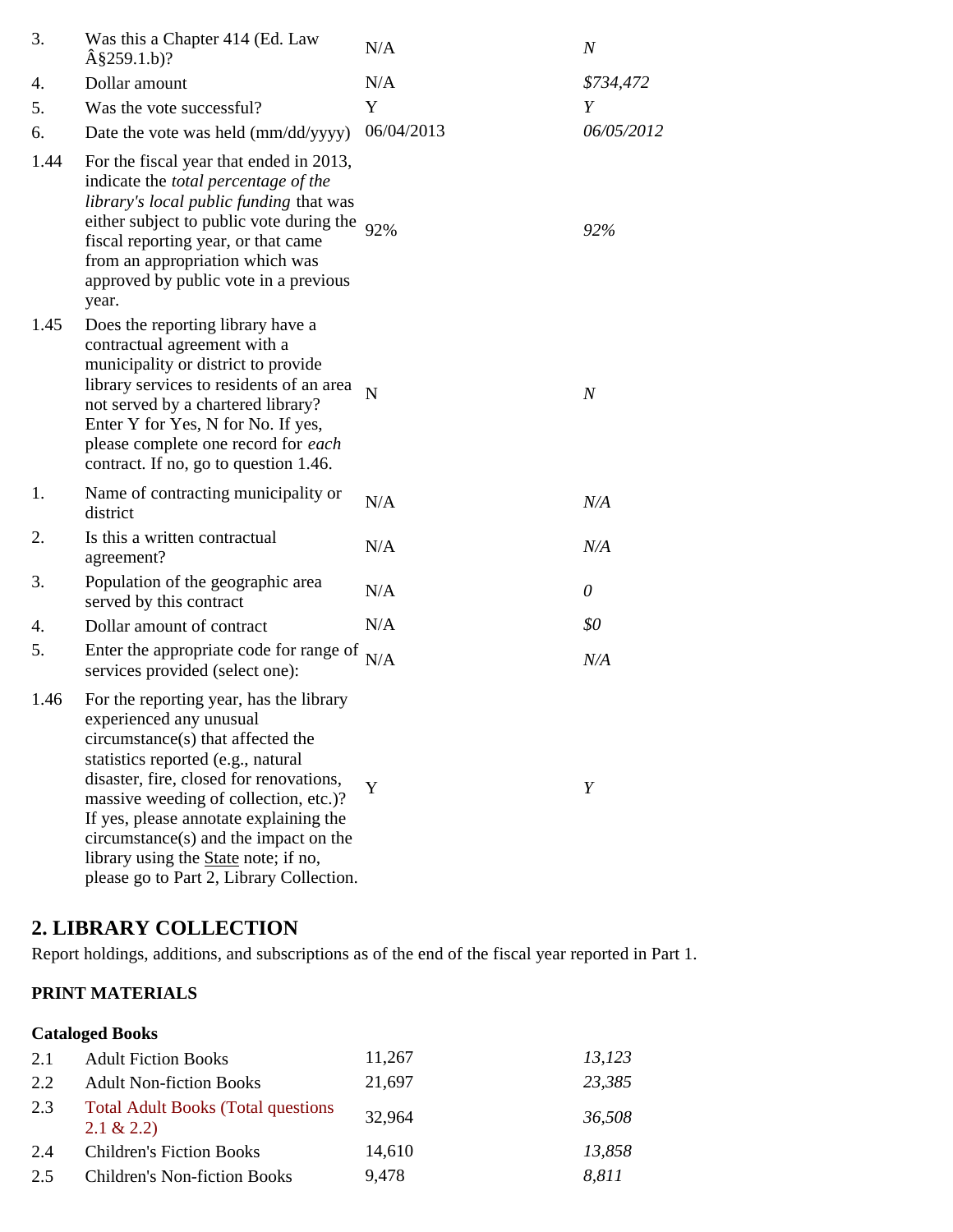| | | | |
|---|---|---|---|
| 3. | Was this a Chapter 414 (Ed. Law Â§259.1.b)? | N/A | *N* |
| 4. | Dollar amount | N/A | *$734,472* |
| 5. | Was the vote successful? | Y | *Y* |
| 6. | Date the vote was held (mm/dd/yyyy) | 06/04/2013 | *06/05/2012* |
| 1.44 | For the fiscal year that ended in 2013, indicate the *total percentage of the library's local public funding* that was either subject to public vote during the fiscal reporting year, or that came from an appropriation which was approved by public vote in a previous year. | 92% | *92%* |
| 1.45 | Does the reporting library have a contractual agreement with a municipality or district to provide library services to residents of an area not served by a chartered library? Enter Y for Yes, N for No. If yes, please complete one record for *each* contract. If no, go to question 1.46. | N | *N* |
| 1. | Name of contracting municipality or district | N/A | *N/A* |
| 2. | Is this a written contractual agreement? | N/A | *N/A* |
| 3. | Population of the geographic area served by this contract | N/A | *0* |
| 4. | Dollar amount of contract | N/A | *$0* |
| 5. | Enter the appropriate code for range of services provided (select one): | N/A | *N/A* |
| 1.46 | For the reporting year, has the library experienced any unusual circumstance(s) that affected the statistics reported (e.g., natural disaster, fire, closed for renovations, massive weeding of collection, etc.)? If yes, please annotate explaining the circumstance(s) and the impact on the library using the State note; if no, please go to Part 2, Library Collection. | Y | *Y* |

## 2. LIBRARY COLLECTION

Report holdings, additions, and subscriptions as of the end of the fiscal year reported in Part 1.

**PRINT MATERIALS**

**Cataloged Books**

| | | | |
|---|---|---|---|
| 2.1 | Adult Fiction Books | 11,267 | *13,123* |
| 2.2 | Adult Non-fiction Books | 21,697 | *23,385* |
| 2.3 | Total Adult Books (Total questions 2.1 & 2.2) | 32,964 | *36,508* |
| 2.4 | Children's Fiction Books | 14,610 | *13,858* |
| 2.5 | Children's Non-fiction Books | 9,478 | *8,811* |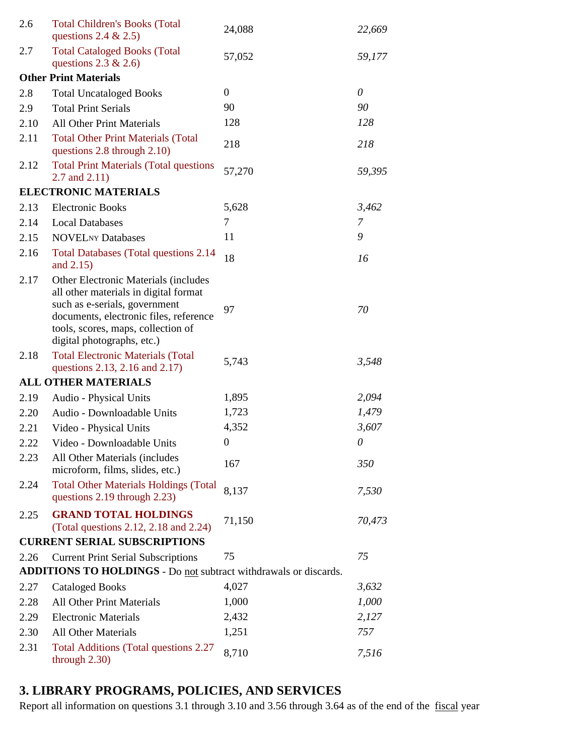| | | | |
|---|---|---|---|
| 2.6 | Total Children's Books (Total questions 2.4 & 2.5) | 24,088 | *22,669* |
| 2.7 | Total Cataloged Books (Total questions 2.3 & 2.6) | 57,052 | *59,177* |
| **Other Print Materials** | | | |
| 2.8 | Total Uncataloged Books | 0 | *0* |
| 2.9 | Total Print Serials | 90 | *90* |
| 2.10 | All Other Print Materials | 128 | *128* |
| 2.11 | Total Other Print Materials (Total questions 2.8 through 2.10) | 218 | *218* |
| 2.12 | Total Print Materials (Total questions 2.7 and 2.11) | 57,270 | *59,395* |
| **ELECTRONIC MATERIALS** | | | |
| 2.13 | Electronic Books | 5,628 | *3,462* |
| 2.14 | Local Databases | 7 | *7* |
| 2.15 | NOVELNY Databases | 11 | *9* |
| 2.16 | Total Databases (Total questions 2.14 and 2.15) | 18 | *16* |
| 2.17 | Other Electronic Materials (includes all other materials in digital format such as e-serials, government documents, electronic files, reference tools, scores, maps, collection of digital photographs, etc.) | 97 | *70* |
| 2.18 | Total Electronic Materials (Total questions 2.13, 2.16 and 2.17) | 5,743 | *3,548* |
| **ALL OTHER MATERIALS** | | | |
| 2.19 | Audio - Physical Units | 1,895 | *2,094* |
| 2.20 | Audio - Downloadable Units | 1,723 | *1,479* |
| 2.21 | Video - Physical Units | 4,352 | *3,607* |
| 2.22 | Video - Downloadable Units | 0 | *0* |
| 2.23 | All Other Materials (includes microform, films, slides, etc.) | 167 | *350* |
| 2.24 | Total Other Materials Holdings (Total questions 2.19 through 2.23) | 8,137 | *7,530* |
| 2.25 | **GRAND TOTAL HOLDINGS** (Total questions 2.12, 2.18 and 2.24) | 71,150 | *70,473* |
| **CURRENT SERIAL SUBSCRIPTIONS** | | | |
| 2.26 | Current Print Serial Subscriptions | 75 | *75* |
| **ADDITIONS TO HOLDINGS** - Do not subtract withdrawals or discards. | | | |
| 2.27 | Cataloged Books | 4,027 | *3,632* |
| 2.28 | All Other Print Materials | 1,000 | *1,000* |
| 2.29 | Electronic Materials | 2,432 | *2,127* |
| 2.30 | All Other Materials | 1,251 | *757* |
| 2.31 | Total Additions (Total questions 2.27 through 2.30) | 8,710 | *7,516* |

## 3. LIBRARY PROGRAMS, POLICIES, AND SERVICES

Report all information on questions 3.1 through 3.10 and 3.56 through 3.64 as of the end of the fiscal year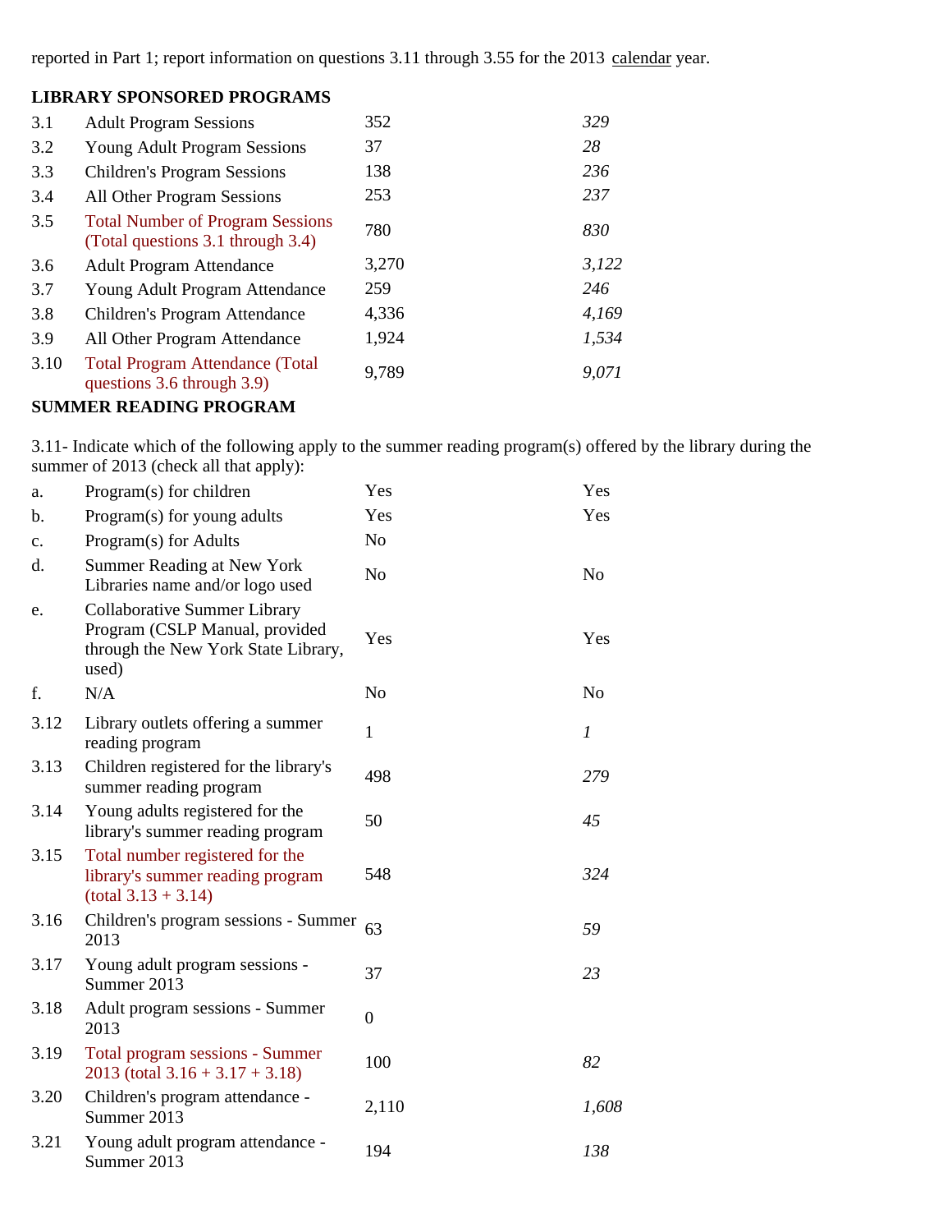reported in Part 1; report information on questions 3.11 through 3.55 for the 2013 calendar year.

**LIBRARY SPONSORED PROGRAMS**

| | | | |
|---|---|---|---|
| 3.1 | Adult Program Sessions | 352 | *329* |
| 3.2 | Young Adult Program Sessions | 37 | *28* |
| 3.3 | Children's Program Sessions | 138 | *236* |
| 3.4 | All Other Program Sessions | 253 | *237* |
| 3.5 | Total Number of Program Sessions (Total questions 3.1 through 3.4) | 780 | *830* |
| 3.6 | Adult Program Attendance | 3,270 | *3,122* |
| 3.7 | Young Adult Program Attendance | 259 | *246* |
| 3.8 | Children's Program Attendance | 4,336 | *4,169* |
| 3.9 | All Other Program Attendance | 1,924 | *1,534* |
| 3.10 | Total Program Attendance (Total questions 3.6 through 3.9) | 9,789 | *9,071* |

**SUMMER READING PROGRAM**

3.11- Indicate which of the following apply to the summer reading program(s) offered by the library during the summer of 2013 (check all that apply):

| | | | |
|---|---|---|---|
| a. | Program(s) for children | Yes | Yes |
| b. | Program(s) for young adults | Yes | Yes |
| c. | Program(s) for Adults | No | |
| d. | Summer Reading at New York Libraries name and/or logo used | No | No |
| e. | Collaborative Summer Library Program (CSLP Manual, provided through the New York State Library, used) | Yes | Yes |
| f. | N/A | No | No |
| 3.12 | Library outlets offering a summer reading program | 1 | *1* |
| 3.13 | Children registered for the library's summer reading program | 498 | *279* |
| 3.14 | Young adults registered for the library's summer reading program | 50 | *45* |
| 3.15 | Total number registered for the library's summer reading program (total 3.13 + 3.14) | 548 | *324* |
| 3.16 | Children's program sessions - Summer 2013 | 63 | *59* |
| 3.17 | Young adult program sessions - Summer 2013 | 37 | *23* |
| 3.18 | Adult program sessions - Summer 2013 | 0 | |
| 3.19 | Total program sessions - Summer 2013 (total 3.16 + 3.17 + 3.18) | 100 | *82* |
| 3.20 | Children's program attendance - Summer 2013 | 2,110 | *1,608* |
| 3.21 | Young adult program attendance - Summer 2013 | 194 | *138* |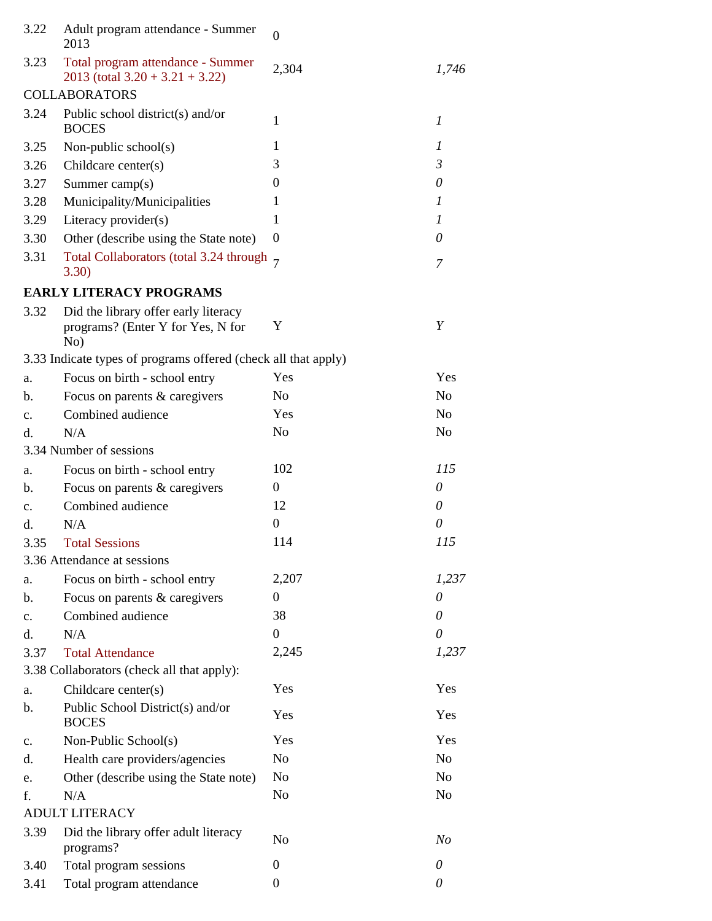| | | | |
|---|---|---|---|
| 3.22 | Adult program attendance - Summer 2013 | 0 | |
| 3.23 | Total program attendance - Summer 2013 (total 3.20 + 3.21 + 3.22) | 2,304 | *1,746* |
| COLLABORATORS | | | |
| 3.24 | Public school district(s) and/or BOCES | 1 | *1* |
| 3.25 | Non-public school(s) | 1 | *1* |
| 3.26 | Childcare center(s) | 3 | *3* |
| 3.27 | Summer camp(s) | 0 | *0* |
| 3.28 | Municipality/Municipalities | 1 | *1* |
| 3.29 | Literacy provider(s) | 1 | *1* |
| 3.30 | Other (describe using the State note) | 0 | *0* |
| 3.31 | Total Collaborators (total 3.24 through 3.30) | 7 | *7* |
| **EARLY LITERACY PROGRAMS** | | | |
| 3.32 | Did the library offer early literacy programs? (Enter Y for Yes, N for No) | Y | *Y* |
| 3.33 Indicate types of programs offered (check all that apply) | | | |
| a. | Focus on birth - school entry | Yes | Yes |
| b. | Focus on parents & caregivers | No | No |
| c. | Combined audience | Yes | No |
| d. | N/A | No | No |
| 3.34 Number of sessions | | | |
| a. | Focus on birth - school entry | 102 | *115* |
| b. | Focus on parents & caregivers | 0 | *0* |
| c. | Combined audience | 12 | *0* |
| d. | N/A | 0 | *0* |
| 3.35 | Total Sessions | 114 | *115* |
| 3.36 Attendance at sessions | | | |
| a. | Focus on birth - school entry | 2,207 | *1,237* |
| b. | Focus on parents & caregivers | 0 | *0* |
| c. | Combined audience | 38 | *0* |
| d. | N/A | 0 | *0* |
| 3.37 | Total Attendance | 2,245 | *1,237* |
| 3.38 Collaborators (check all that apply): | | | |
| a. | Childcare center(s) | Yes | Yes |
| b. | Public School District(s) and/or BOCES | Yes | Yes |
| c. | Non-Public School(s) | Yes | Yes |
| d. | Health care providers/agencies | No | No |
| e. | Other (describe using the State note) | No | No |
| f. | N/A | No | No |
| ADULT LITERACY | | | |
| 3.39 | Did the library offer adult literacy programs? | No | *No* |
| 3.40 | Total program sessions | 0 | *0* |
| 3.41 | Total program attendance | 0 | *0* |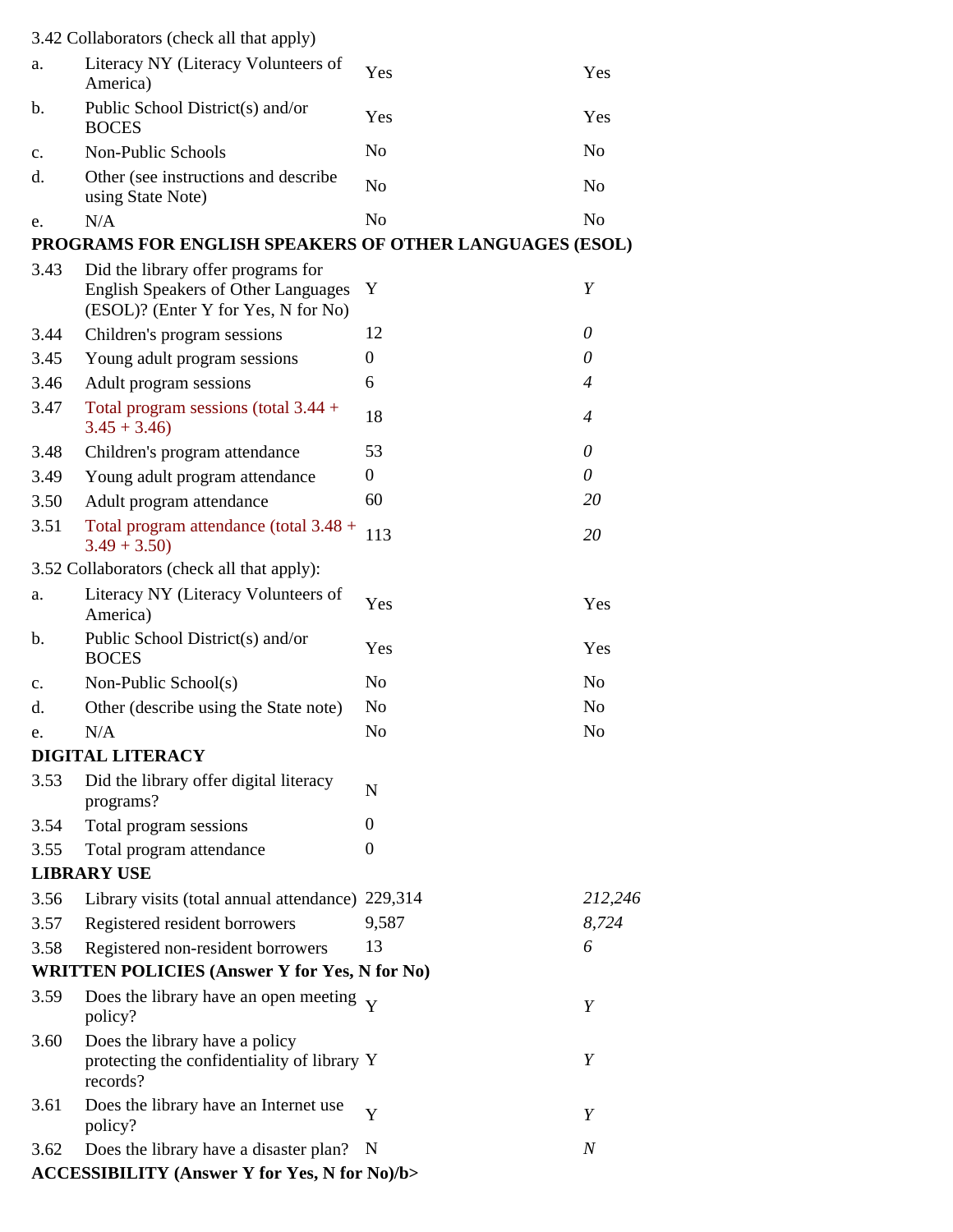3.42 Collaborators (check all that apply)

| | | | |
|---|---|---|---|
| a. | Literacy NY (Literacy Volunteers of America) | Yes | Yes |
| b. | Public School District(s) and/or BOCES | Yes | Yes |
| c. | Non-Public Schools | No | No |
| d. | Other (see instructions and describe using State Note) | No | No |
| e. | N/A | No | No |

**PROGRAMS FOR ENGLISH SPEAKERS OF OTHER LANGUAGES (ESOL)**

| | | | |
|---|---|---|---|
| 3.43 | Did the library offer programs for English Speakers of Other Languages (ESOL)? (Enter Y for Yes, N for No) | Y | *Y* |
| 3.44 | Children's program sessions | 12 | *0* |
| 3.45 | Young adult program sessions | 0 | *0* |
| 3.46 | Adult program sessions | 6 | *4* |
| 3.47 | Total program sessions (total 3.44 + 3.45 + 3.46) | 18 | *4* |
| 3.48 | Children's program attendance | 53 | *0* |
| 3.49 | Young adult program attendance | 0 | *0* |
| 3.50 | Adult program attendance | 60 | *20* |
| 3.51 | Total program attendance (total 3.48 + 3.49 + 3.50) | 113 | *20* |

3.52 Collaborators (check all that apply):

| | | | |
|---|---|---|---|
| a. | Literacy NY (Literacy Volunteers of America) | Yes | Yes |
| b. | Public School District(s) and/or BOCES | Yes | Yes |
| c. | Non-Public School(s) | No | No |
| d. | Other (describe using the State note) | No | No |
| e. | N/A | No | No |

**DIGITAL LITERACY**

| | | | |
|---|---|---|---|
| 3.53 | Did the library offer digital literacy programs? | N | |
| 3.54 | Total program sessions | 0 | |
| 3.55 | Total program attendance | 0 | |

**LIBRARY USE**

| | | | |
|---|---|---|---|
| 3.56 | Library visits (total annual attendance) | 229,314 | *212,246* |
| 3.57 | Registered resident borrowers | 9,587 | *8,724* |
| 3.58 | Registered non-resident borrowers | 13 | *6* |

**WRITTEN POLICIES (Answer Y for Yes, N for No)**

| | | | |
|---|---|---|---|
| 3.59 | Does the library have an open meeting policy? | Y | *Y* |
| 3.60 | Does the library have a policy protecting the confidentiality of library records? | Y | *Y* |
| 3.61 | Does the library have an Internet use policy? | Y | *Y* |
| 3.62 | Does the library have a disaster plan? | N | *N* |

**ACCESSIBILITY (Answer Y for Yes, N for No)/b>**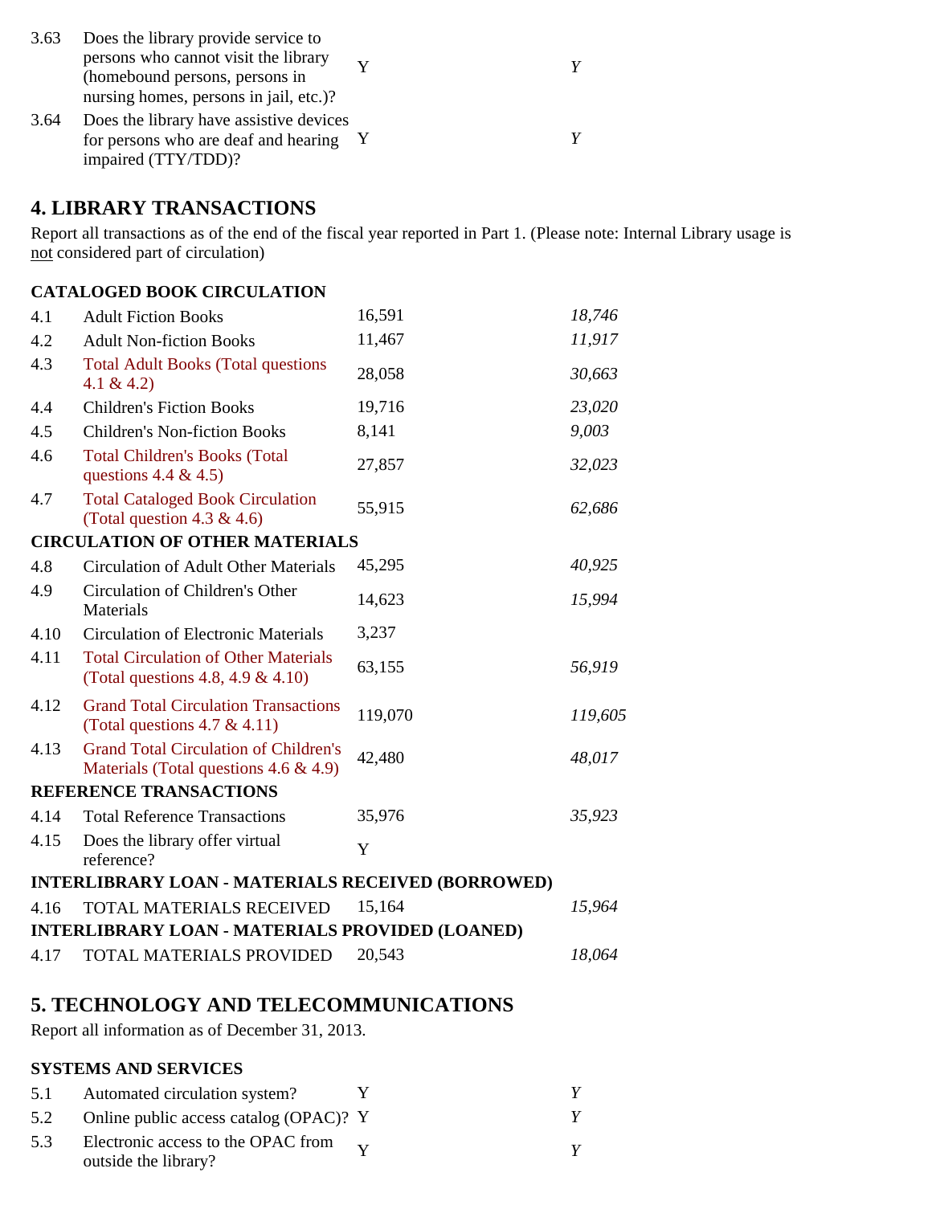| | | | |
|---|---|---|---|
| 3.63 | Does the library provide service to persons who cannot visit the library (homebound persons, persons in nursing homes, persons in jail, etc.)? | Y | *Y* |
| 3.64 | Does the library have assistive devices for persons who are deaf and hearing impaired (TTY/TDD)? | Y | *Y* |

## 4. LIBRARY TRANSACTIONS

Report all transactions as of the end of the fiscal year reported in Part 1. (Please note: Internal Library usage is not considered part of circulation)

| | | | |
|---|---|---|---|
| **CATALOGED BOOK CIRCULATION** | | | |
| 4.1 | Adult Fiction Books | 16,591 | *18,746* |
| 4.2 | Adult Non-fiction Books | 11,467 | *11,917* |
| 4.3 | Total Adult Books (Total questions 4.1 & 4.2) | 28,058 | *30,663* |
| 4.4 | Children's Fiction Books | 19,716 | *23,020* |
| 4.5 | Children's Non-fiction Books | 8,141 | *9,003* |
| 4.6 | Total Children's Books (Total questions 4.4 & 4.5) | 27,857 | *32,023* |
| 4.7 | Total Cataloged Book Circulation (Total question 4.3 & 4.6) | 55,915 | *62,686* |
| **CIRCULATION OF OTHER MATERIALS** | | | |
| 4.8 | Circulation of Adult Other Materials | 45,295 | *40,925* |
| 4.9 | Circulation of Children's Other Materials | 14,623 | *15,994* |
| 4.10 | Circulation of Electronic Materials | 3,237 | |
| 4.11 | Total Circulation of Other Materials (Total questions 4.8, 4.9 & 4.10) | 63,155 | *56,919* |
| 4.12 | Grand Total Circulation Transactions (Total questions 4.7 & 4.11) | 119,070 | *119,605* |
| 4.13 | Grand Total Circulation of Children's Materials (Total questions 4.6 & 4.9) | 42,480 | *48,017* |
| **REFERENCE TRANSACTIONS** | | | |
| 4.14 | Total Reference Transactions | 35,976 | *35,923* |
| 4.15 | Does the library offer virtual reference? | Y | |
| **INTERLIBRARY LOAN - MATERIALS RECEIVED (BORROWED)** | | | |
| 4.16 | TOTAL MATERIALS RECEIVED | 15,164 | *15,964* |
| **INTERLIBRARY LOAN - MATERIALS PROVIDED (LOANED)** | | | |
| 4.17 | TOTAL MATERIALS PROVIDED | 20,543 | *18,064* |

## 5. TECHNOLOGY AND TELECOMMUNICATIONS

Report all information as of December 31, 2013.

| | | | |
|---|---|---|---|
| **SYSTEMS AND SERVICES** | | | |
| 5.1 | Automated circulation system? | Y | *Y* |
| 5.2 | Online public access catalog (OPAC)? | Y | *Y* |
| 5.3 | Electronic access to the OPAC from outside the library? | Y | *Y* |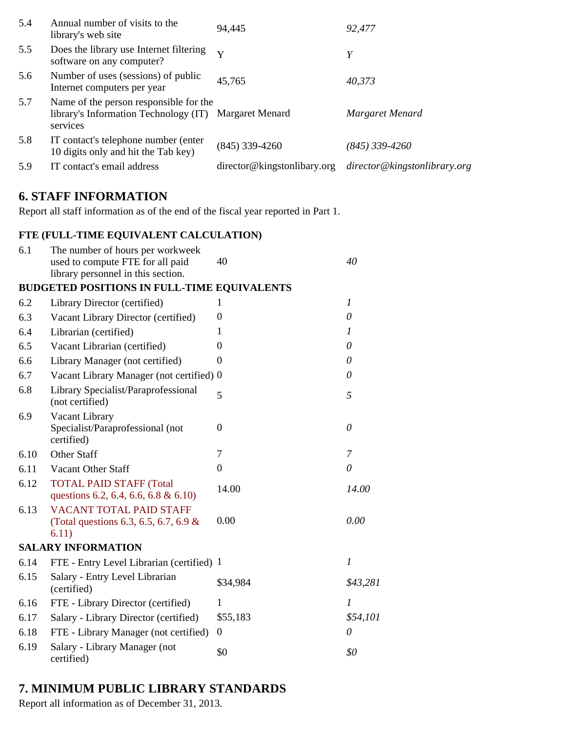| | | | |
|---|---|---|---|
| 5.4 | Annual number of visits to the library's web site | 94,445 | *92,477* |
| 5.5 | Does the library use Internet filtering software on any computer? | Y | *Y* |
| 5.6 | Number of uses (sessions) of public Internet computers per year | 45,765 | *40,373* |
| 5.7 | Name of the person responsible for the library's Information Technology (IT) services | Margaret Menard | *Margaret Menard* |
| 5.8 | IT contact's telephone number (enter 10 digits only and hit the Tab key) | (845) 339-4260 | *(845) 339-4260* |
| 5.9 | IT contact's email address | director@kingstonlibary.org | *director@kingstonlibrary.org* |

## 6. STAFF INFORMATION

Report all staff information as of the end of the fiscal year reported in Part 1.

| | | | |
|---|---|---|---|
| **FTE (FULL-TIME EQUIVALENT CALCULATION)** | | | |
| 6.1 | The number of hours per workweek used to compute FTE for all paid library personnel in this section. | 40 | *40* |
| **BUDGETED POSITIONS IN FULL-TIME EQUIVALENTS** | | | |
| 6.2 | Library Director (certified) | 1 | *1* |
| 6.3 | Vacant Library Director (certified) | 0 | *0* |
| 6.4 | Librarian (certified) | 1 | *1* |
| 6.5 | Vacant Librarian (certified) | 0 | *0* |
| 6.6 | Library Manager (not certified) | 0 | *0* |
| 6.7 | Vacant Library Manager (not certified) | 0 | *0* |
| 6.8 | Library Specialist/Paraprofessional (not certified) | 5 | *5* |
| 6.9 | Vacant Library Specialist/Paraprofessional (not certified) | 0 | *0* |
| 6.10 | Other Staff | 7 | *7* |
| 6.11 | Vacant Other Staff | 0 | *0* |
| 6.12 | TOTAL PAID STAFF (Total questions 6.2, 6.4, 6.6, 6.8 & 6.10) | 14.00 | *14.00* |
| 6.13 | VACANT TOTAL PAID STAFF (Total questions 6.3, 6.5, 6.7, 6.9 & 6.11) | 0.00 | *0.00* |
| **SALARY INFORMATION** | | | |
| 6.14 | FTE - Entry Level Librarian (certified) | 1 | *1* |
| 6.15 | Salary - Entry Level Librarian (certified) | $34,984 | *$43,281* |
| 6.16 | FTE - Library Director (certified) | 1 | *1* |
| 6.17 | Salary - Library Director (certified) | $55,183 | *$54,101* |
| 6.18 | FTE - Library Manager (not certified) | 0 | *0* |
| 6.19 | Salary - Library Manager (not certified) | $0 | *$0* |

## 7. MINIMUM PUBLIC LIBRARY STANDARDS

Report all information as of December 31, 2013.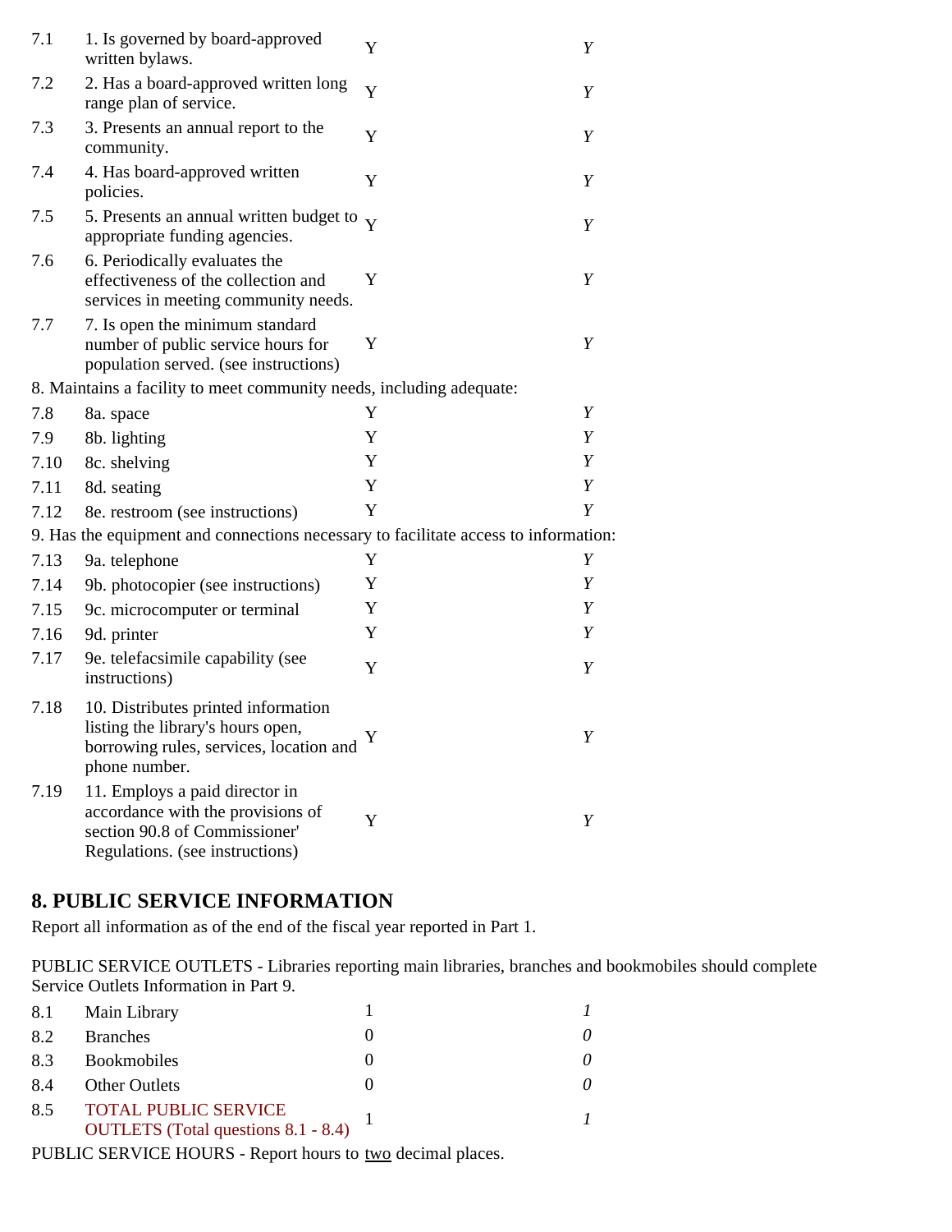| | | | |
|---|---|---|---|
| 7.1 | 1. Is governed by board-approved written bylaws. | Y | *Y* |
| 7.2 | 2. Has a board-approved written long range plan of service. | Y | *Y* |
| 7.3 | 3. Presents an annual report to the community. | Y | *Y* |
| 7.4 | 4. Has board-approved written policies. | Y | *Y* |
| 7.5 | 5. Presents an annual written budget to appropriate funding agencies. | Y | *Y* |
| 7.6 | 6. Periodically evaluates the effectiveness of the collection and services in meeting community needs. | Y | *Y* |
| 7.7 | 7. Is open the minimum standard number of public service hours for population served. (see instructions) | Y | *Y* |
| 8. Maintains a facility to meet community needs, including adequate: | | | |
| 7.8 | 8a. space | Y | *Y* |
| 7.9 | 8b. lighting | Y | *Y* |
| 7.10 | 8c. shelving | Y | *Y* |
| 7.11 | 8d. seating | Y | *Y* |
| 7.12 | 8e. restroom (see instructions) | Y | *Y* |
| 9. Has the equipment and connections necessary to facilitate access to information: | | | |
| 7.13 | 9a. telephone | Y | *Y* |
| 7.14 | 9b. photocopier (see instructions) | Y | *Y* |
| 7.15 | 9c. microcomputer or terminal | Y | *Y* |
| 7.16 | 9d. printer | Y | *Y* |
| 7.17 | 9e. telefacsimile capability (see instructions) | Y | *Y* |
| 7.18 | 10. Distributes printed information listing the library's hours open, borrowing rules, services, location and phone number. | Y | *Y* |
| 7.19 | 11. Employs a paid director in accordance with the provisions of section 90.8 of Commissioner' Regulations. (see instructions) | Y | *Y* |

## 8. PUBLIC SERVICE INFORMATION

Report all information as of the end of the fiscal year reported in Part 1.

PUBLIC SERVICE OUTLETS - Libraries reporting main libraries, branches and bookmobiles should complete Service Outlets Information in Part 9.

| | | | |
|---|---|---|---|
| 8.1 | Main Library | 1 | *1* |
| 8.2 | Branches | 0 | *0* |
| 8.3 | Bookmobiles | 0 | *0* |
| 8.4 | Other Outlets | 0 | *0* |
| 8.5 | TOTAL PUBLIC SERVICE OUTLETS (Total questions 8.1 - 8.4) | 1 | *1* |

PUBLIC SERVICE HOURS - Report hours to two decimal places.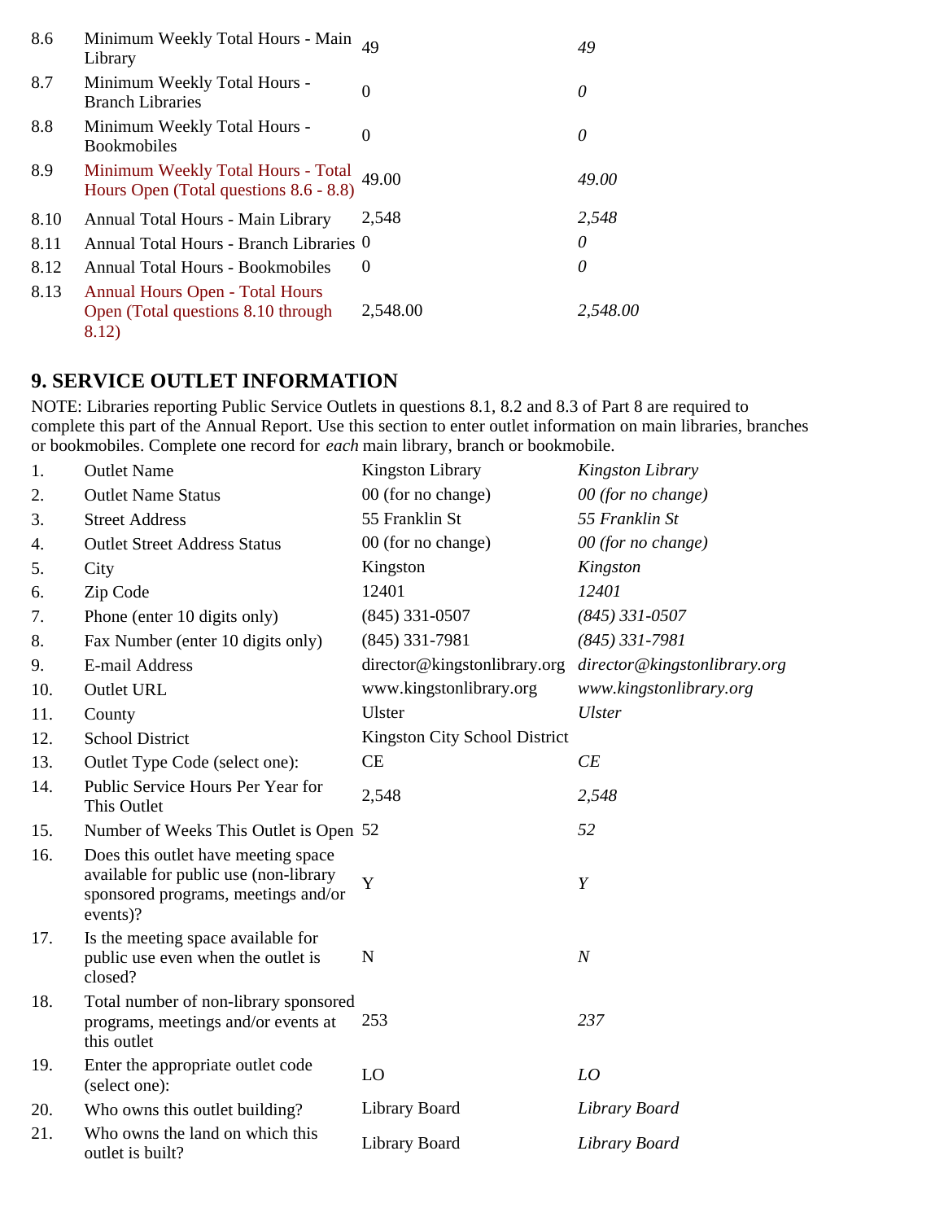| | | | |
|---|---|---|---|
| 8.6 | Minimum Weekly Total Hours - Main Library | 49 | *49* |
| 8.7 | Minimum Weekly Total Hours - Branch Libraries | 0 | *0* |
| 8.8 | Minimum Weekly Total Hours - Bookmobiles | 0 | *0* |
| 8.9 | Minimum Weekly Total Hours - Total Hours Open (Total questions 8.6 - 8.8) | 49.00 | *49.00* |
| 8.10 | Annual Total Hours - Main Library | 2,548 | *2,548* |
| 8.11 | Annual Total Hours - Branch Libraries | 0 | *0* |
| 8.12 | Annual Total Hours - Bookmobiles | 0 | *0* |
| 8.13 | Annual Hours Open - Total Hours Open (Total questions 8.10 through 8.12) | 2,548.00 | *2,548.00* |

## 9. SERVICE OUTLET INFORMATION

NOTE: Libraries reporting Public Service Outlets in questions 8.1, 8.2 and 8.3 of Part 8 are required to complete this part of the Annual Report. Use this section to enter outlet information on main libraries, branches or bookmobiles. Complete one record for *each* main library, branch or bookmobile.

| | | | |
|---|---|---|---|
| 1. | Outlet Name | Kingston Library | *Kingston Library* |
| 2. | Outlet Name Status | 00 (for no change) | *00 (for no change)* |
| 3. | Street Address | 55 Franklin St | *55 Franklin St* |
| 4. | Outlet Street Address Status | 00 (for no change) | *00 (for no change)* |
| 5. | City | Kingston | *Kingston* |
| 6. | Zip Code | 12401 | *12401* |
| 7. | Phone (enter 10 digits only) | (845) 331-0507 | *(845) 331-0507* |
| 8. | Fax Number (enter 10 digits only) | (845) 331-7981 | *(845) 331-7981* |
| 9. | E-mail Address | director@kingstonlibrary.org | *director@kingstonlibrary.org* |
| 10. | Outlet URL | www.kingstonlibrary.org | *www.kingstonlibrary.org* |
| 11. | County | Ulster | *Ulster* |
| 12. | School District | Kingston City School District | |
| 13. | Outlet Type Code (select one): | CE | *CE* |
| 14. | Public Service Hours Per Year for This Outlet | 2,548 | *2,548* |
| 15. | Number of Weeks This Outlet is Open | 52 | *52* |
| 16. | Does this outlet have meeting space available for public use (non-library sponsored programs, meetings and/or events)? | Y | *Y* |
| 17. | Is the meeting space available for public use even when the outlet is closed? | N | *N* |
| 18. | Total number of non-library sponsored programs, meetings and/or events at this outlet | 253 | *237* |
| 19. | Enter the appropriate outlet code (select one): | LO | *LO* |
| 20. | Who owns this outlet building? | Library Board | *Library Board* |
| 21. | Who owns the land on which this outlet is built? | Library Board | *Library Board* |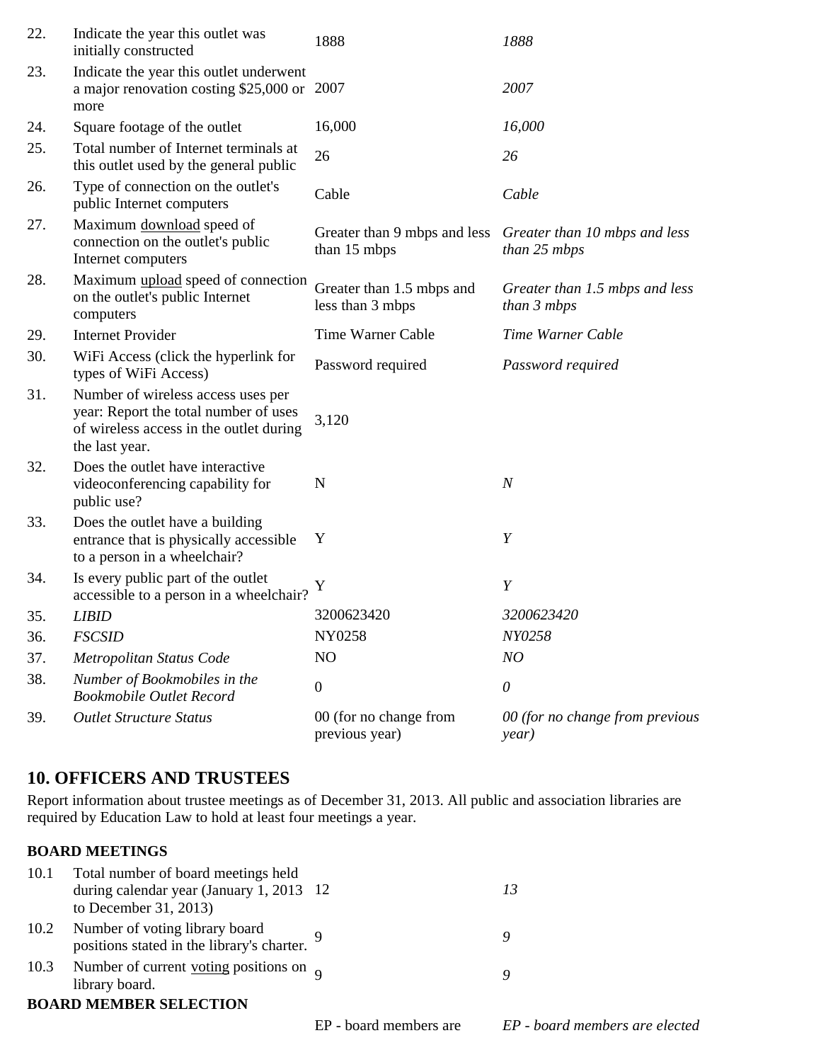| | | | |
|---|---|---|---|
| 22. | Indicate the year this outlet was initially constructed | 1888 | *1888* |
| 23. | Indicate the year this outlet underwent a major renovation costing $25,000 or more | 2007 | *2007* |
| 24. | Square footage of the outlet | 16,000 | *16,000* |
| 25. | Total number of Internet terminals at this outlet used by the general public | 26 | *26* |
| 26. | Type of connection on the outlet's public Internet computers | Cable | *Cable* |
| 27. | Maximum download speed of connection on the outlet's public Internet computers | Greater than 9 mbps and less than 15 mbps | *Greater than 10 mbps and less than 25 mbps* |
| 28. | Maximum upload speed of connection on the outlet's public Internet computers | Greater than 1.5 mbps and less than 3 mbps | *Greater than 1.5 mbps and less than 3 mbps* |
| 29. | Internet Provider | Time Warner Cable | *Time Warner Cable* |
| 30. | WiFi Access (click the hyperlink for types of WiFi Access) | Password required | *Password required* |
| 31. | Number of wireless access uses per year: Report the total number of uses of wireless access in the outlet during the last year. | 3,120 | |
| 32. | Does the outlet have interactive videoconferencing capability for public use? | N | *N* |
| 33. | Does the outlet have a building entrance that is physically accessible to a person in a wheelchair? | Y | *Y* |
| 34. | Is every public part of the outlet accessible to a person in a wheelchair? | Y | *Y* |
| 35. | *LIBID* | 3200623420 | *3200623420* |
| 36. | *FSCSID* | NY0258 | *NY0258* |
| 37. | *Metropolitan Status Code* | NO | *NO* |
| 38. | *Number of Bookmobiles in the Bookmobile Outlet Record* | 0 | *0* |
| 39. | *Outlet Structure Status* | 00 (for no change from previous year) | *00 (for no change from previous year)* |

## 10. OFFICERS AND TRUSTEES

Report information about trustee meetings as of December 31, 2013. All public and association libraries are required by Education Law to hold at least four meetings a year.

### BOARD MEETINGS

| | | | |
|---|---|---|---|
| 10.1 | Total number of board meetings held during calendar year (January 1, 2013 to December 31, 2013) | 12 | *13* |
| 10.2 | Number of voting library board positions stated in the library's charter. | 9 | *9* |
| 10.3 | Number of current voting positions on library board. | 9 | *9* |

### BOARD MEMBER SELECTION

| | | | |
|---|---|---|---|
| | | EP - board members are | *EP - board members are elected* |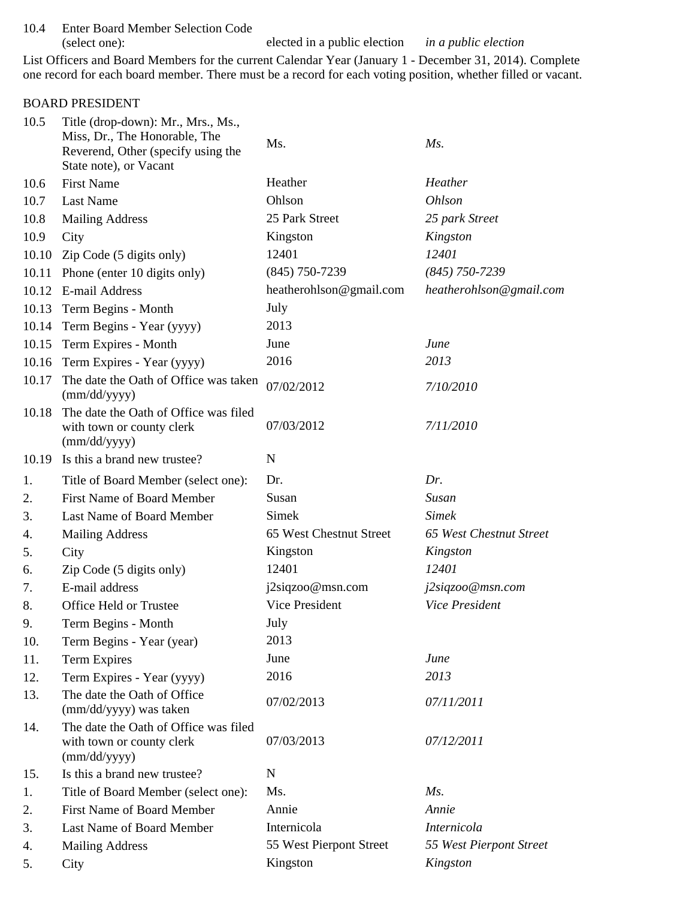| | | | |
|---|---|---|---|
| 10.4 | Enter Board Member Selection Code (select one): | elected in a public election | *in a public election* |

List Officers and Board Members for the current Calendar Year (January 1 - December 31, 2014). Complete one record for each board member. There must be a record for each voting position, whether filled or vacant.

BOARD PRESIDENT

| | | | |
|---|---|---|---|
| 10.5 | Title (drop-down): Mr., Mrs., Ms., Miss, Dr., The Honorable, The Reverend, Other (specify using the State note), or Vacant | Ms. | *Ms.* |
| 10.6 | First Name | Heather | *Heather* |
| 10.7 | Last Name | Ohlson | *Ohlson* |
| 10.8 | Mailing Address | 25 Park Street | *25 park Street* |
| 10.9 | City | Kingston | *Kingston* |
| 10.10 | Zip Code (5 digits only) | 12401 | *12401* |
| 10.11 | Phone (enter 10 digits only) | (845) 750-7239 | *(845) 750-7239* |
| 10.12 | E-mail Address | heatherohlson@gmail.com | *heatherohlson@gmail.com* |
| 10.13 | Term Begins - Month | July | |
| 10.14 | Term Begins - Year (yyyy) | 2013 | |
| 10.15 | Term Expires - Month | June | *June* |
| 10.16 | Term Expires - Year (yyyy) | 2016 | *2013* |
| 10.17 | The date the Oath of Office was taken (mm/dd/yyyy) | 07/02/2012 | *7/10/2010* |
| 10.18 | The date the Oath of Office was filed with town or county clerk (mm/dd/yyyy) | 07/03/2012 | *7/11/2010* |
| 10.19 | Is this a brand new trustee? | N | |
| 1. | Title of Board Member (select one): | Dr. | *Dr.* |
| 2. | First Name of Board Member | Susan | *Susan* |
| 3. | Last Name of Board Member | Simek | *Simek* |
| 4. | Mailing Address | 65 West Chestnut Street | *65 West Chestnut Street* |
| 5. | City | Kingston | *Kingston* |
| 6. | Zip Code (5 digits only) | 12401 | *12401* |
| 7. | E-mail address | j2siqzoo@msn.com | *j2siqzoo@msn.com* |
| 8. | Office Held or Trustee | Vice President | *Vice President* |
| 9. | Term Begins - Month | July | |
| 10. | Term Begins - Year (year) | 2013 | |
| 11. | Term Expires | June | *June* |
| 12. | Term Expires - Year (yyyy) | 2016 | *2013* |
| 13. | The date the Oath of Office (mm/dd/yyyy) was taken | 07/02/2013 | *07/11/2011* |
| 14. | The date the Oath of Office was filed with town or county clerk (mm/dd/yyyy) | 07/03/2013 | *07/12/2011* |
| 15. | Is this a brand new trustee? | N | |
| 1. | Title of Board Member (select one): | Ms. | *Ms.* |
| 2. | First Name of Board Member | Annie | *Annie* |
| 3. | Last Name of Board Member | Internicola | *Internicola* |
| 4. | Mailing Address | 55 West Pierpont Street | *55 West Pierpont Street* |
| 5. | City | Kingston | *Kingston* |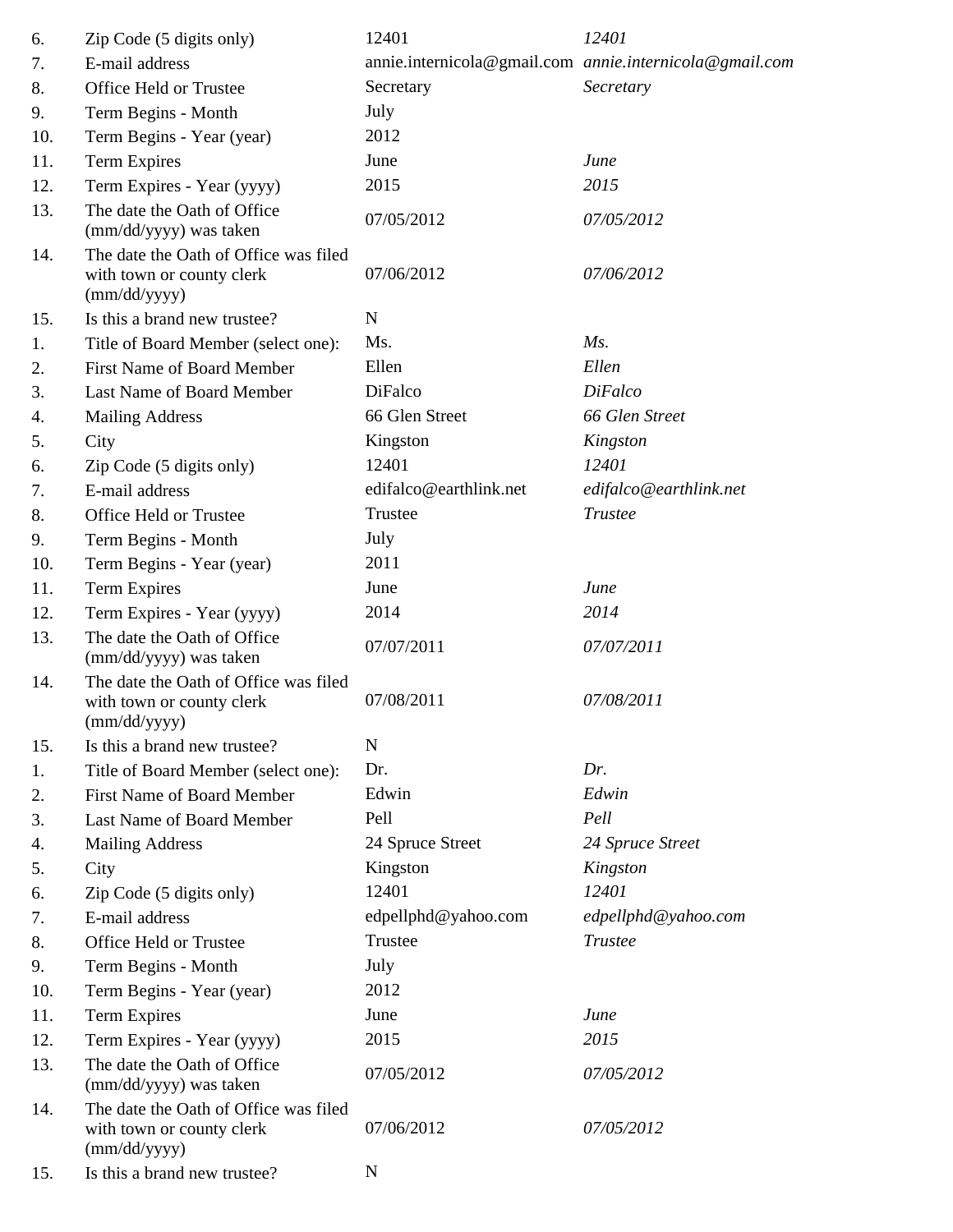| | | | |
|---|---|---|---|
| 6. | Zip Code (5 digits only) | 12401 | *12401* |
| 7. | E-mail address | annie.internicola@gmail.com | *annie.internicola@gmail.com* |
| 8. | Office Held or Trustee | Secretary | *Secretary* |
| 9. | Term Begins - Month | July | |
| 10. | Term Begins - Year (year) | 2012 | |
| 11. | Term Expires | June | *June* |
| 12. | Term Expires - Year (yyyy) | 2015 | *2015* |
| 13. | The date the Oath of Office (mm/dd/yyyy) was taken | 07/05/2012 | *07/05/2012* |
| 14. | The date the Oath of Office was filed with town or county clerk (mm/dd/yyyy) | 07/06/2012 | *07/06/2012* |
| 15. | Is this a brand new trustee? | N | |
| 1. | Title of Board Member (select one): | Ms. | *Ms.* |
| 2. | First Name of Board Member | Ellen | *Ellen* |
| 3. | Last Name of Board Member | DiFalco | *DiFalco* |
| 4. | Mailing Address | 66 Glen Street | *66 Glen Street* |
| 5. | City | Kingston | *Kingston* |
| 6. | Zip Code (5 digits only) | 12401 | *12401* |
| 7. | E-mail address | edifalco@earthlink.net | *edifalco@earthlink.net* |
| 8. | Office Held or Trustee | Trustee | *Trustee* |
| 9. | Term Begins - Month | July | |
| 10. | Term Begins - Year (year) | 2011 | |
| 11. | Term Expires | June | *June* |
| 12. | Term Expires - Year (yyyy) | 2014 | *2014* |
| 13. | The date the Oath of Office (mm/dd/yyyy) was taken | 07/07/2011 | *07/07/2011* |
| 14. | The date the Oath of Office was filed with town or county clerk (mm/dd/yyyy) | 07/08/2011 | *07/08/2011* |
| 15. | Is this a brand new trustee? | N | |
| 1. | Title of Board Member (select one): | Dr. | *Dr.* |
| 2. | First Name of Board Member | Edwin | *Edwin* |
| 3. | Last Name of Board Member | Pell | *Pell* |
| 4. | Mailing Address | 24 Spruce Street | *24 Spruce Street* |
| 5. | City | Kingston | *Kingston* |
| 6. | Zip Code (5 digits only) | 12401 | *12401* |
| 7. | E-mail address | edpellphd@yahoo.com | *edpellphd@yahoo.com* |
| 8. | Office Held or Trustee | Trustee | *Trustee* |
| 9. | Term Begins - Month | July | |
| 10. | Term Begins - Year (year) | 2012 | |
| 11. | Term Expires | June | *June* |
| 12. | Term Expires - Year (yyyy) | 2015 | *2015* |
| 13. | The date the Oath of Office (mm/dd/yyyy) was taken | 07/05/2012 | *07/05/2012* |
| 14. | The date the Oath of Office was filed with town or county clerk (mm/dd/yyyy) | 07/06/2012 | *07/05/2012* |
| 15. | Is this a brand new trustee? | N | |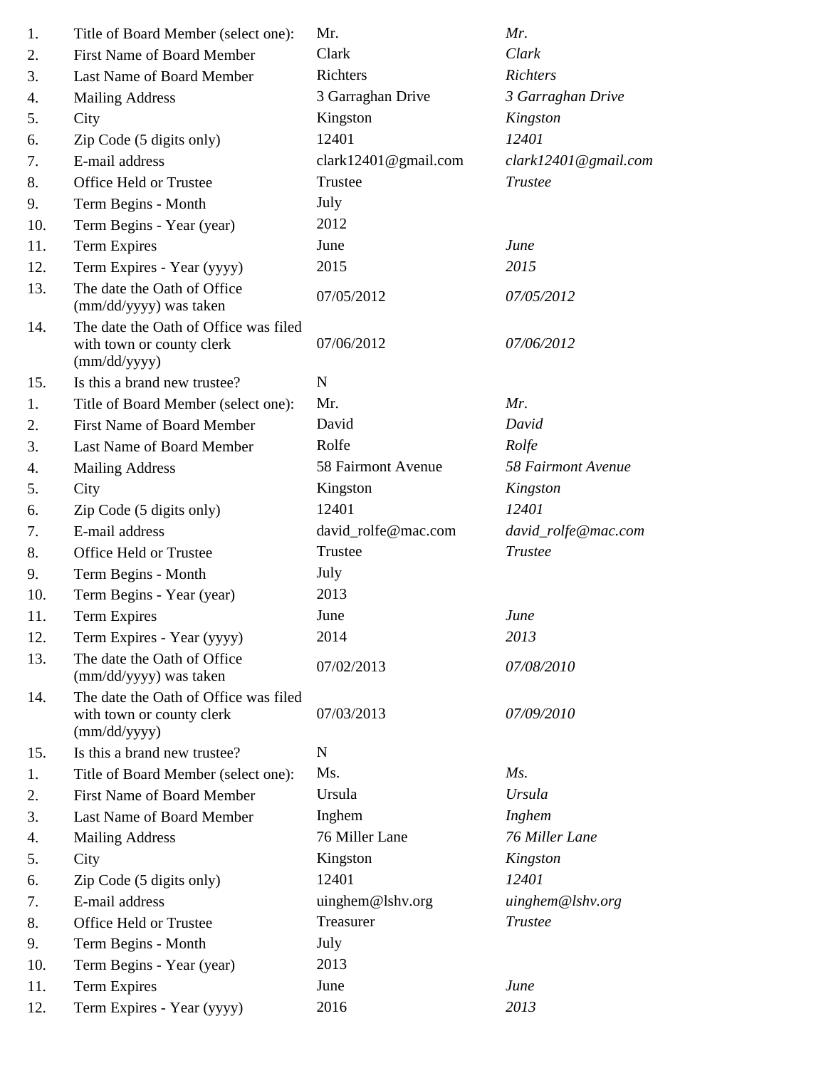| | | | |
|---|---|---|---|
| 1. | Title of Board Member (select one): | Mr. | *Mr.* |
| 2. | First Name of Board Member | Clark | *Clark* |
| 3. | Last Name of Board Member | Richters | *Richters* |
| 4. | Mailing Address | 3 Garraghan Drive | *3 Garraghan Drive* |
| 5. | City | Kingston | *Kingston* |
| 6. | Zip Code (5 digits only) | 12401 | *12401* |
| 7. | E-mail address | clark12401@gmail.com | *clark12401@gmail.com* |
| 8. | Office Held or Trustee | Trustee | *Trustee* |
| 9. | Term Begins - Month | July | |
| 10. | Term Begins - Year (year) | 2012 | |
| 11. | Term Expires | June | *June* |
| 12. | Term Expires - Year (yyyy) | 2015 | *2015* |
| 13. | The date the Oath of Office (mm/dd/yyyy) was taken | 07/05/2012 | *07/05/2012* |
| 14. | The date the Oath of Office was filed with town or county clerk (mm/dd/yyyy) | 07/06/2012 | *07/06/2012* |
| 15. | Is this a brand new trustee? | N | |
| 1. | Title of Board Member (select one): | Mr. | *Mr.* |
| 2. | First Name of Board Member | David | *David* |
| 3. | Last Name of Board Member | Rolfe | *Rolfe* |
| 4. | Mailing Address | 58 Fairmont Avenue | *58 Fairmont Avenue* |
| 5. | City | Kingston | *Kingston* |
| 6. | Zip Code (5 digits only) | 12401 | *12401* |
| 7. | E-mail address | david_rolfe@mac.com | *david_rolfe@mac.com* |
| 8. | Office Held or Trustee | Trustee | *Trustee* |
| 9. | Term Begins - Month | July | |
| 10. | Term Begins - Year (year) | 2013 | |
| 11. | Term Expires | June | *June* |
| 12. | Term Expires - Year (yyyy) | 2014 | *2013* |
| 13. | The date the Oath of Office (mm/dd/yyyy) was taken | 07/02/2013 | *07/08/2010* |
| 14. | The date the Oath of Office was filed with town or county clerk (mm/dd/yyyy) | 07/03/2013 | *07/09/2010* |
| 15. | Is this a brand new trustee? | N | |
| 1. | Title of Board Member (select one): | Ms. | *Ms.* |
| 2. | First Name of Board Member | Ursula | *Ursula* |
| 3. | Last Name of Board Member | Inghem | *Inghem* |
| 4. | Mailing Address | 76 Miller Lane | *76 Miller Lane* |
| 5. | City | Kingston | *Kingston* |
| 6. | Zip Code (5 digits only) | 12401 | *12401* |
| 7. | E-mail address | uinghem@lshv.org | *uinghem@lshv.org* |
| 8. | Office Held or Trustee | Treasurer | *Trustee* |
| 9. | Term Begins - Month | July | |
| 10. | Term Begins - Year (year) | 2013 | |
| 11. | Term Expires | June | *June* |
| 12. | Term Expires - Year (yyyy) | 2016 | *2013* |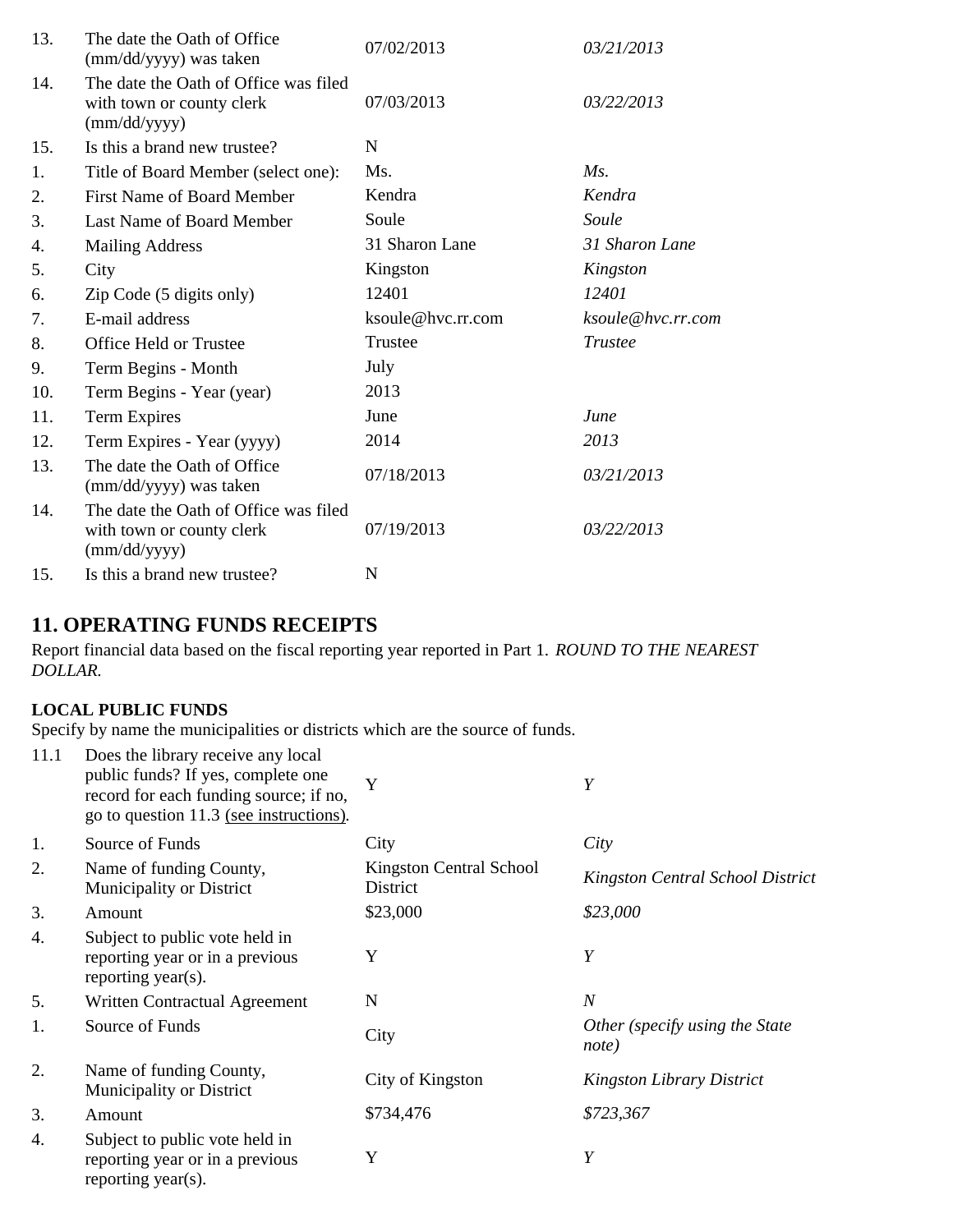| | | | |
|---|---|---|---|
| 13. | The date the Oath of Office (mm/dd/yyyy) was taken | 07/02/2013 | *03/21/2013* |
| 14. | The date the Oath of Office was filed with town or county clerk (mm/dd/yyyy) | 07/03/2013 | *03/22/2013* |
| 15. | Is this a brand new trustee? | N | |
| 1. | Title of Board Member (select one): | Ms. | *Ms.* |
| 2. | First Name of Board Member | Kendra | *Kendra* |
| 3. | Last Name of Board Member | Soule | *Soule* |
| 4. | Mailing Address | 31 Sharon Lane | *31 Sharon Lane* |
| 5. | City | Kingston | *Kingston* |
| 6. | Zip Code (5 digits only) | 12401 | *12401* |
| 7. | E-mail address | ksoule@hvc.rr.com | *ksoule@hvc.rr.com* |
| 8. | Office Held or Trustee | Trustee | *Trustee* |
| 9. | Term Begins - Month | July | |
| 10. | Term Begins - Year (year) | 2013 | |
| 11. | Term Expires | June | *June* |
| 12. | Term Expires - Year (yyyy) | 2014 | *2013* |
| 13. | The date the Oath of Office (mm/dd/yyyy) was taken | 07/18/2013 | *03/21/2013* |
| 14. | The date the Oath of Office was filed with town or county clerk (mm/dd/yyyy) | 07/19/2013 | *03/22/2013* |
| 15. | Is this a brand new trustee? | N | |

## 11. OPERATING FUNDS RECEIPTS

Report financial data based on the fiscal reporting year reported in Part 1. *ROUND TO THE NEAREST DOLLAR.*

**LOCAL PUBLIC FUNDS**

Specify by name the municipalities or districts which are the source of funds.

| | | | |
|---|---|---|---|
| 11.1 | Does the library receive any local public funds? If yes, complete one record for each funding source; if no, go to question 11.3 (see instructions). | Y | *Y* |
| 1. | Source of Funds | City | *City* |
| 2. | Name of funding County, Municipality or District | Kingston Central School District | *Kingston Central School District* |
| 3. | Amount | $23,000 | *$23,000* |
| 4. | Subject to public vote held in reporting year or in a previous reporting year(s). | Y | *Y* |
| 5. | Written Contractual Agreement | N | *N* |
| 1. | Source of Funds | City | *Other (specify using the State note)* |
| 2. | Name of funding County, Municipality or District | City of Kingston | *Kingston Library District* |
| 3. | Amount | $734,476 | *$723,367* |
| 4. | Subject to public vote held in reporting year or in a previous reporting year(s). | Y | *Y* |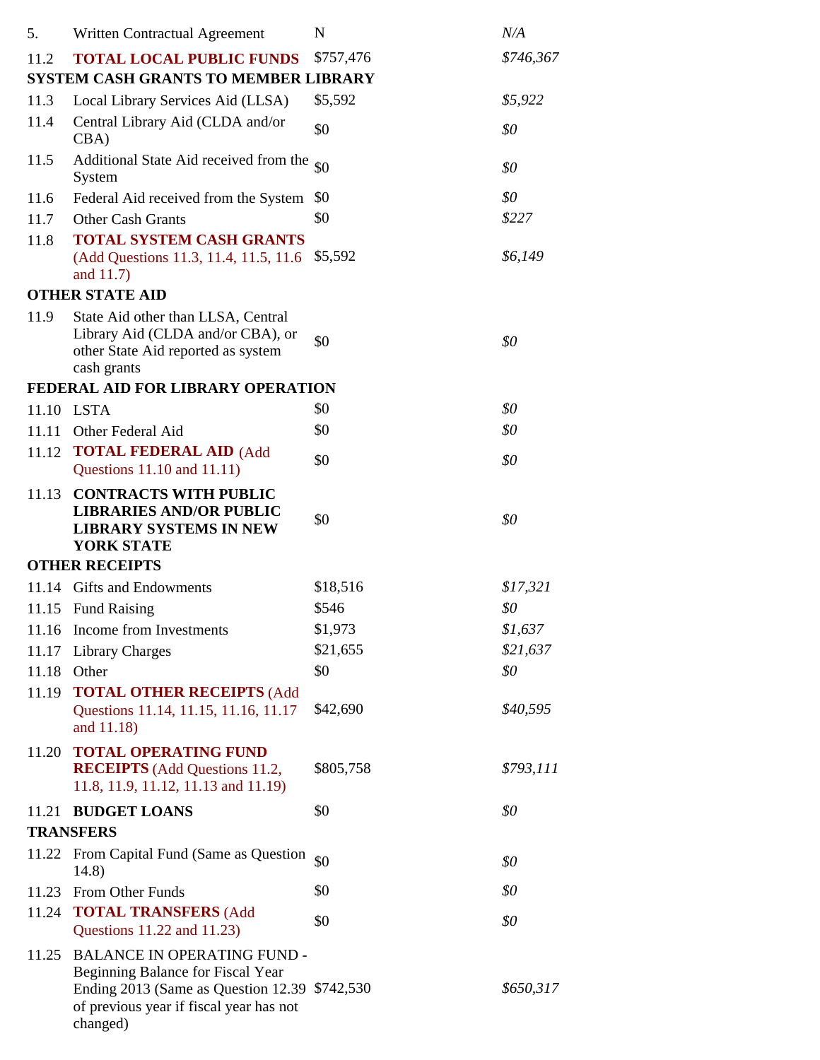| | | | |
|---|---|---|---|
| 5. | Written Contractual Agreement | N | *N/A* |
| 11.2 | **TOTAL LOCAL PUBLIC FUNDS** | $757,476 | *$746,367* |
| **SYSTEM CASH GRANTS TO MEMBER LIBRARY** | | | |
| 11.3 | Local Library Services Aid (LLSA) | $5,592 | *$5,922* |
| 11.4 | Central Library Aid (CLDA and/or CBA) | $0 | *$0* |
| 11.5 | Additional State Aid received from the System | $0 | *$0* |
| 11.6 | Federal Aid received from the System | $0 | *$0* |
| 11.7 | Other Cash Grants | $0 | *$227* |
| 11.8 | **TOTAL SYSTEM CASH GRANTS** (Add Questions 11.3, 11.4, 11.5, 11.6 and 11.7) | $5,592 | *$6,149* |
| **OTHER STATE AID** | | | |
| 11.9 | State Aid other than LLSA, Central Library Aid (CLDA and/or CBA), or other State Aid reported as system cash grants | $0 | *$0* |
| **FEDERAL AID FOR LIBRARY OPERATION** | | | |
| 11.10 | LSTA | $0 | *$0* |
| 11.11 | Other Federal Aid | $0 | *$0* |
| 11.12 | **TOTAL FEDERAL AID** (Add Questions 11.10 and 11.11) | $0 | *$0* |
| 11.13 | **CONTRACTS WITH PUBLIC LIBRARIES AND/OR PUBLIC LIBRARY SYSTEMS IN NEW YORK STATE** | $0 | *$0* |
| **OTHER RECEIPTS** | | | |
| 11.14 | Gifts and Endowments | $18,516 | *$17,321* |
| 11.15 | Fund Raising | $546 | *$0* |
| 11.16 | Income from Investments | $1,973 | *$1,637* |
| 11.17 | Library Charges | $21,655 | *$21,637* |
| 11.18 | Other | $0 | *$0* |
| 11.19 | **TOTAL OTHER RECEIPTS** (Add Questions 11.14, 11.15, 11.16, 11.17 and 11.18) | $42,690 | *$40,595* |
| 11.20 | **TOTAL OPERATING FUND RECEIPTS** (Add Questions 11.2, 11.8, 11.9, 11.12, 11.13 and 11.19) | $805,758 | *$793,111* |
| 11.21 | **BUDGET LOANS** | $0 | *$0* |
| **TRANSFERS** | | | |
| 11.22 | From Capital Fund (Same as Question 14.8) | $0 | *$0* |
| 11.23 | From Other Funds | $0 | *$0* |
| 11.24 | **TOTAL TRANSFERS** (Add Questions 11.22 and 11.23) | $0 | *$0* |
| 11.25 | BALANCE IN OPERATING FUND - Beginning Balance for Fiscal Year Ending 2013 (Same as Question 12.39 of previous year if fiscal year has not changed) | $742,530 | *$650,317* |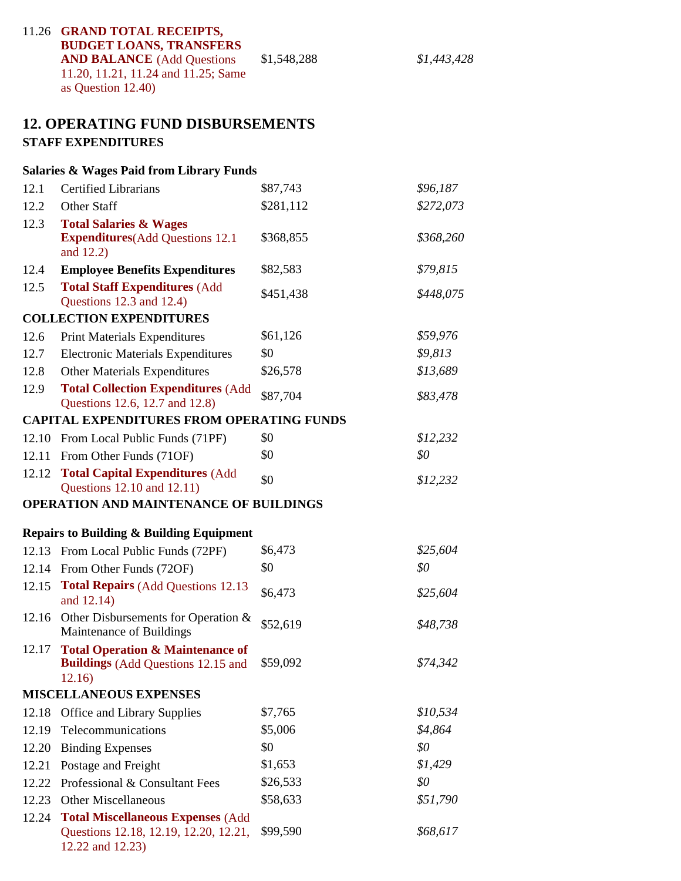| | | | |
|---|---|---|---|
| 11.26 | **GRAND TOTAL RECEIPTS, BUDGET LOANS, TRANSFERS AND BALANCE** (Add Questions 11.20, 11.21, 11.24 and 11.25; Same as Question 12.40) | $1,548,288 | *$1,443,428* |

## 12. OPERATING FUND DISBURSEMENTS

### STAFF EXPENDITURES

**Salaries & Wages Paid from Library Funds**

| | | | |
|---|---|---|---|
| 12.1 | Certified Librarians | $87,743 | *$96,187* |
| 12.2 | Other Staff | $281,112 | *$272,073* |
| 12.3 | **Total Salaries & Wages Expenditures**(Add Questions 12.1 and 12.2) | $368,855 | *$368,260* |
| 12.4 | **Employee Benefits Expenditures** | $82,583 | *$79,815* |
| 12.5 | **Total Staff Expenditures** (Add Questions 12.3 and 12.4) | $451,438 | *$448,075* |
| **COLLECTION EXPENDITURES** | | | |
| 12.6 | Print Materials Expenditures | $61,126 | *$59,976* |
| 12.7 | Electronic Materials Expenditures | $0 | *$9,813* |
| 12.8 | Other Materials Expenditures | $26,578 | *$13,689* |
| 12.9 | **Total Collection Expenditures** (Add Questions 12.6, 12.7 and 12.8) | $87,704 | *$83,478* |
| **CAPITAL EXPENDITURES FROM OPERATING FUNDS** | | | |
| 12.10 | From Local Public Funds (71PF) | $0 | *$12,232* |
| 12.11 | From Other Funds (71OF) | $0 | *$0* |
| 12.12 | **Total Capital Expenditures** (Add Questions 12.10 and 12.11) | $0 | *$12,232* |
| **OPERATION AND MAINTENANCE OF BUILDINGS** | | | |
| **Repairs to Building & Building Equipment** | | | |
| 12.13 | From Local Public Funds (72PF) | $6,473 | *$25,604* |
| 12.14 | From Other Funds (72OF) | $0 | *$0* |
| 12.15 | **Total Repairs** (Add Questions 12.13 and 12.14) | $6,473 | *$25,604* |
| 12.16 | Other Disbursements for Operation & Maintenance of Buildings | $52,619 | *$48,738* |
| 12.17 | **Total Operation & Maintenance of Buildings** (Add Questions 12.15 and 12.16) | $59,092 | *$74,342* |
| **MISCELLANEOUS EXPENSES** | | | |
| 12.18 | Office and Library Supplies | $7,765 | *$10,534* |
| 12.19 | Telecommunications | $5,006 | *$4,864* |
| 12.20 | Binding Expenses | $0 | *$0* |
| 12.21 | Postage and Freight | $1,653 | *$1,429* |
| 12.22 | Professional & Consultant Fees | $26,533 | *$0* |
| 12.23 | Other Miscellaneous | $58,633 | *$51,790* |
| 12.24 | **Total Miscellaneous Expenses** (Add Questions 12.18, 12.19, 12.20, 12.21, 12.22 and 12.23) | $99,590 | *$68,617* |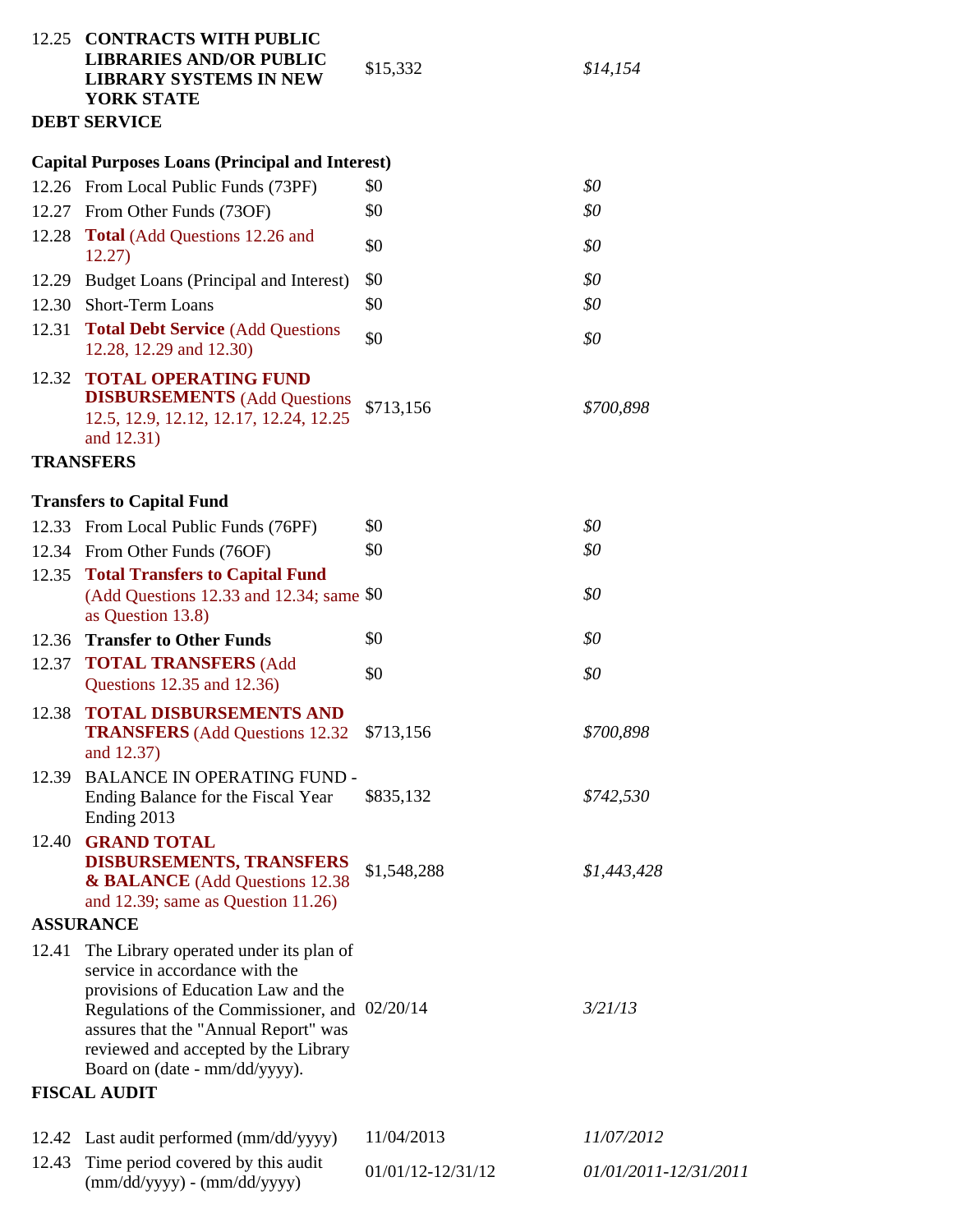| | | | |
|---|---|---|---|
| 12.25 | **CONTRACTS WITH PUBLIC LIBRARIES AND/OR PUBLIC LIBRARY SYSTEMS IN NEW YORK STATE** | $15,332 | *$14,154* |
| **DEBT SERVICE** | | | |
| **Capital Purposes Loans (Principal and Interest)** | | | |
| 12.26 | From Local Public Funds (73PF) | $0 | *$0* |
| 12.27 | From Other Funds (73OF) | $0 | *$0* |
| 12.28 | **Total** (Add Questions 12.26 and 12.27) | $0 | *$0* |
| 12.29 | Budget Loans (Principal and Interest) | $0 | *$0* |
| 12.30 | Short-Term Loans | $0 | *$0* |
| 12.31 | **Total Debt Service** (Add Questions 12.28, 12.29 and 12.30) | $0 | *$0* |
| 12.32 | **TOTAL OPERATING FUND DISBURSEMENTS** (Add Questions 12.5, 12.9, 12.12, 12.17, 12.24, 12.25 and 12.31) | $713,156 | *$700,898* |
| **TRANSFERS** | | | |
| **Transfers to Capital Fund** | | | |
| 12.33 | From Local Public Funds (76PF) | $0 | *$0* |
| 12.34 | From Other Funds (76OF) | $0 | *$0* |
| 12.35 | **Total Transfers to Capital Fund** (Add Questions 12.33 and 12.34; same as Question 13.8) | $0 | *$0* |
| 12.36 | **Transfer to Other Funds** | $0 | *$0* |
| 12.37 | **TOTAL TRANSFERS** (Add Questions 12.35 and 12.36) | $0 | *$0* |
| 12.38 | **TOTAL DISBURSEMENTS AND TRANSFERS** (Add Questions 12.32 and 12.37) | $713,156 | *$700,898* |
| 12.39 | BALANCE IN OPERATING FUND - Ending Balance for the Fiscal Year Ending 2013 | $835,132 | *$742,530* |
| 12.40 | **GRAND TOTAL DISBURSEMENTS, TRANSFERS & BALANCE** (Add Questions 12.38 and 12.39; same as Question 11.26) | $1,548,288 | *$1,443,428* |
| **ASSURANCE** | | | |
| 12.41 | The Library operated under its plan of service in accordance with the provisions of Education Law and the Regulations of the Commissioner, and assures that the "Annual Report" was reviewed and accepted by the Library Board on (date - mm/dd/yyyy). | 02/20/14 | *3/21/13* |
| **FISCAL AUDIT** | | | |
| 12.42 | Last audit performed (mm/dd/yyyy) | 11/04/2013 | *11/07/2012* |
| 12.43 | Time period covered by this audit (mm/dd/yyyy) - (mm/dd/yyyy) | 01/01/12-12/31/12 | *01/01/2011-12/31/2011* |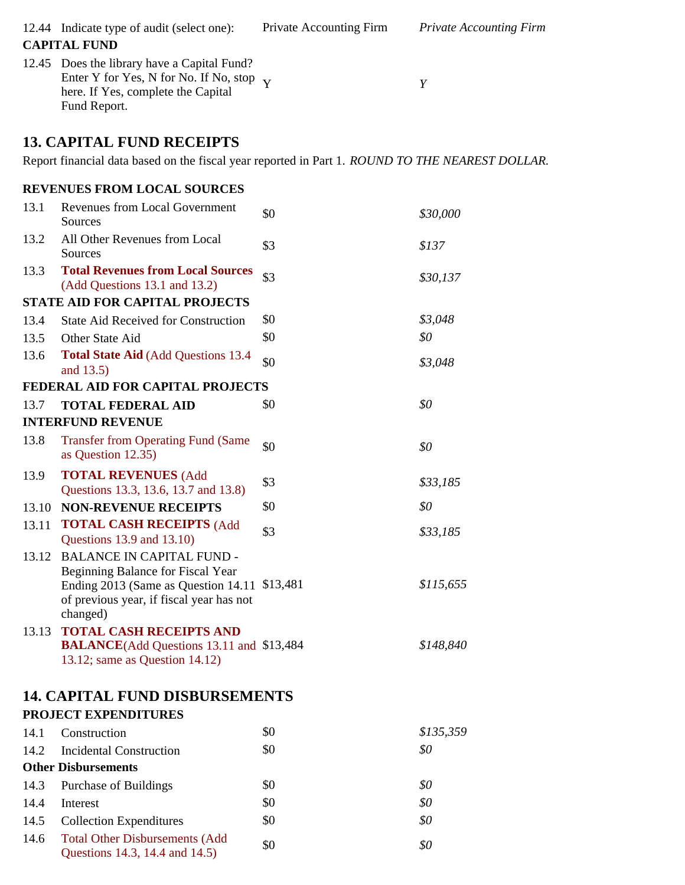| | | | |
|---|---|---|---|
| 12.44 | Indicate type of audit (select one): | Private Accounting Firm | *Private Accounting Firm* |

**CAPITAL FUND**

| | | | |
|---|---|---|---|
| 12.45 | Does the library have a Capital Fund? Enter Y for Yes, N for No. If No, stop here. If Yes, complete the Capital Fund Report. | Y | *Y* |

## 13. CAPITAL FUND RECEIPTS

Report financial data based on the fiscal year reported in Part 1. *ROUND TO THE NEAREST DOLLAR.*

| | | | |
|---|---|---|---|
| **REVENUES FROM LOCAL SOURCES** | | | |
| 13.1 | Revenues from Local Government Sources | $0 | *$30,000* |
| 13.2 | All Other Revenues from Local Sources | $3 | *$137* |
| 13.3 | **Total Revenues from Local Sources** (Add Questions 13.1 and 13.2) | $3 | *$30,137* |
| **STATE AID FOR CAPITAL PROJECTS** | | | |
| 13.4 | State Aid Received for Construction | $0 | *$3,048* |
| 13.5 | Other State Aid | $0 | *$0* |
| 13.6 | **Total State Aid** (Add Questions 13.4 and 13.5) | $0 | *$3,048* |
| **FEDERAL AID FOR CAPITAL PROJECTS** | | | |
| 13.7 | **TOTAL FEDERAL AID** | $0 | *$0* |
| **INTERFUND REVENUE** | | | |
| 13.8 | Transfer from Operating Fund (Same as Question 12.35) | $0 | *$0* |
| 13.9 | **TOTAL REVENUES** (Add Questions 13.3, 13.6, 13.7 and 13.8) | $3 | *$33,185* |
| 13.10 | **NON-REVENUE RECEIPTS** | $0 | *$0* |
| 13.11 | **TOTAL CASH RECEIPTS** (Add Questions 13.9 and 13.10) | $3 | *$33,185* |
| 13.12 | BALANCE IN CAPITAL FUND - Beginning Balance for Fiscal Year Ending 2013 (Same as Question 14.11 of previous year, if fiscal year has not changed) | $13,481 | *$115,655* |
| 13.13 | **TOTAL CASH RECEIPTS AND BALANCE**(Add Questions 13.11 and 13.12; same as Question 14.12) | $13,484 | *$148,840* |

## 14. CAPITAL FUND DISBURSEMENTS

| | | | |
|---|---|---|---|
| **PROJECT EXPENDITURES** | | | |
| 14.1 | Construction | $0 | *$135,359* |
| 14.2 | Incidental Construction | $0 | *$0* |
| **Other Disbursements** | | | |
| 14.3 | Purchase of Buildings | $0 | *$0* |
| 14.4 | Interest | $0 | *$0* |
| 14.5 | Collection Expenditures | $0 | *$0* |
| 14.6 | Total Other Disbursements (Add Questions 14.3, 14.4 and 14.5) | $0 | *$0* |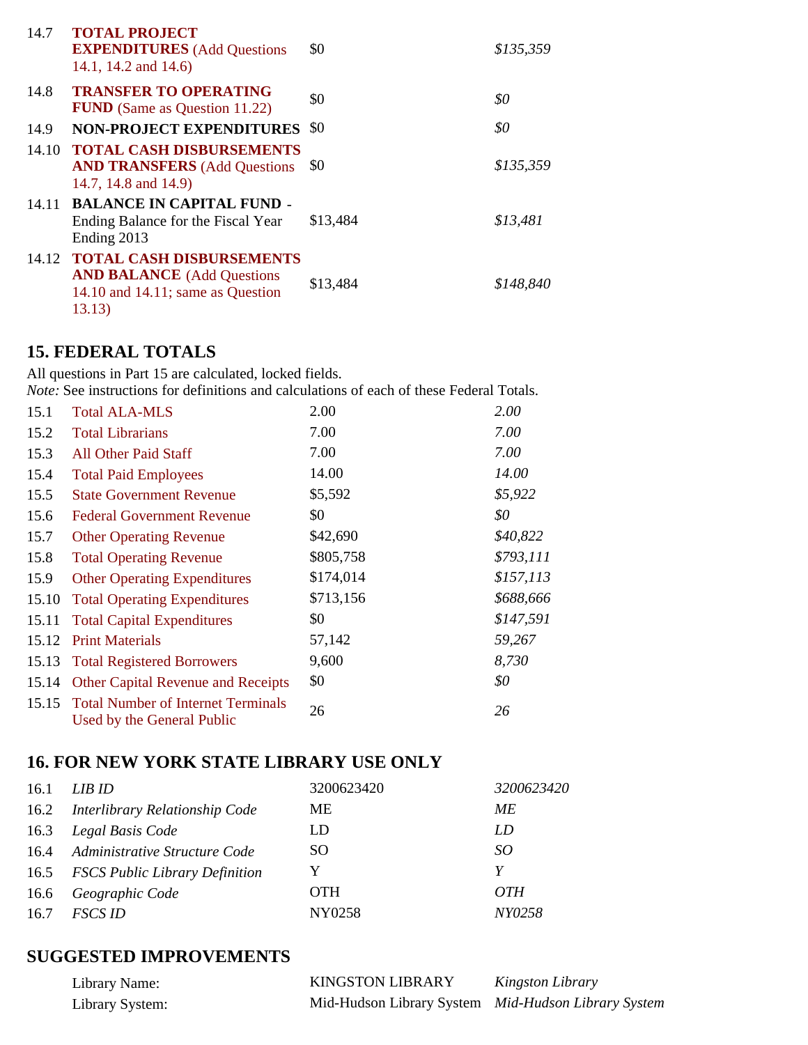| | | | |
|---|---|---|---|
| 14.7 | **TOTAL PROJECT EXPENDITURES** (Add Questions 14.1, 14.2 and 14.6) | $0 | *$135,359* |
| 14.8 | **TRANSFER TO OPERATING FUND** (Same as Question 11.22) | $0 | *$0* |
| 14.9 | **NON-PROJECT EXPENDITURES** | $0 | *$0* |
| 14.10 | **TOTAL CASH DISBURSEMENTS AND TRANSFERS** (Add Questions 14.7, 14.8 and 14.9) | $0 | *$135,359* |
| 14.11 | **BALANCE IN CAPITAL FUND** - Ending Balance for the Fiscal Year Ending 2013 | $13,484 | *$13,481* |
| 14.12 | **TOTAL CASH DISBURSEMENTS AND BALANCE** (Add Questions 14.10 and 14.11; same as Question 13.13) | $13,484 | *$148,840* |

## 15. FEDERAL TOTALS

All questions in Part 15 are calculated, locked fields.
*Note:* See instructions for definitions and calculations of each of these Federal Totals.

| | | | |
|---|---|---|---|
| 15.1 | Total ALA-MLS | 2.00 | *2.00* |
| 15.2 | Total Librarians | 7.00 | *7.00* |
| 15.3 | All Other Paid Staff | 7.00 | *7.00* |
| 15.4 | Total Paid Employees | 14.00 | *14.00* |
| 15.5 | State Government Revenue | $5,592 | *$5,922* |
| 15.6 | Federal Government Revenue | $0 | *$0* |
| 15.7 | Other Operating Revenue | $42,690 | *$40,822* |
| 15.8 | Total Operating Revenue | $805,758 | *$793,111* |
| 15.9 | Other Operating Expenditures | $174,014 | *$157,113* |
| 15.10 | Total Operating Expenditures | $713,156 | *$688,666* |
| 15.11 | Total Capital Expenditures | $0 | *$147,591* |
| 15.12 | Print Materials | 57,142 | *59,267* |
| 15.13 | Total Registered Borrowers | 9,600 | *8,730* |
| 15.14 | Other Capital Revenue and Receipts | $0 | *$0* |
| 15.15 | Total Number of Internet Terminals Used by the General Public | 26 | *26* |

## 16. FOR NEW YORK STATE LIBRARY USE ONLY

| | | | |
|---|---|---|---|
| 16.1 | *LIB ID* | 3200623420 | *3200623420* |
| 16.2 | *Interlibrary Relationship Code* | ME | *ME* |
| 16.3 | *Legal Basis Code* | LD | *LD* |
| 16.4 | *Administrative Structure Code* | SO | *SO* |
| 16.5 | *FSCS Public Library Definition* | Y | *Y* |
| 16.6 | *Geographic Code* | OTH | *OTH* |
| 16.7 | *FSCS ID* | NY0258 | *NY0258* |

## SUGGESTED IMPROVEMENTS

| | | |
|---|---|---|
| Library Name: | KINGSTON LIBRARY | *Kingston Library* |
| Library System: | Mid-Hudson Library System | *Mid-Hudson Library System* |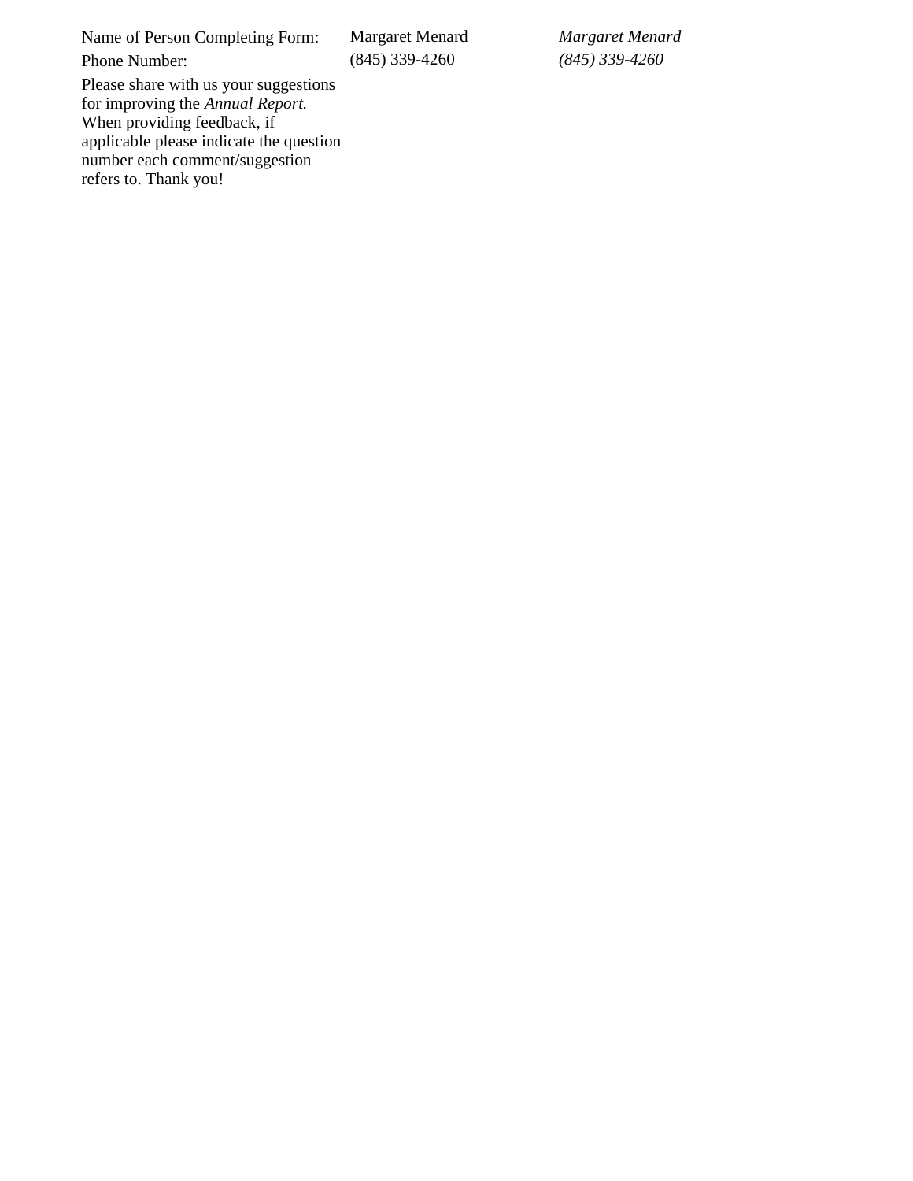| | | |
|---|---|---|
| Name of Person Completing Form: | Margaret Menard | *Margaret Menard* |
| Phone Number: | (845) 339-4260 | *(845) 339-4260* |
| Please share with us your suggestions for improving the *Annual Report.* When providing feedback, if applicable please indicate the question number each comment/suggestion refers to. Thank you! | | |